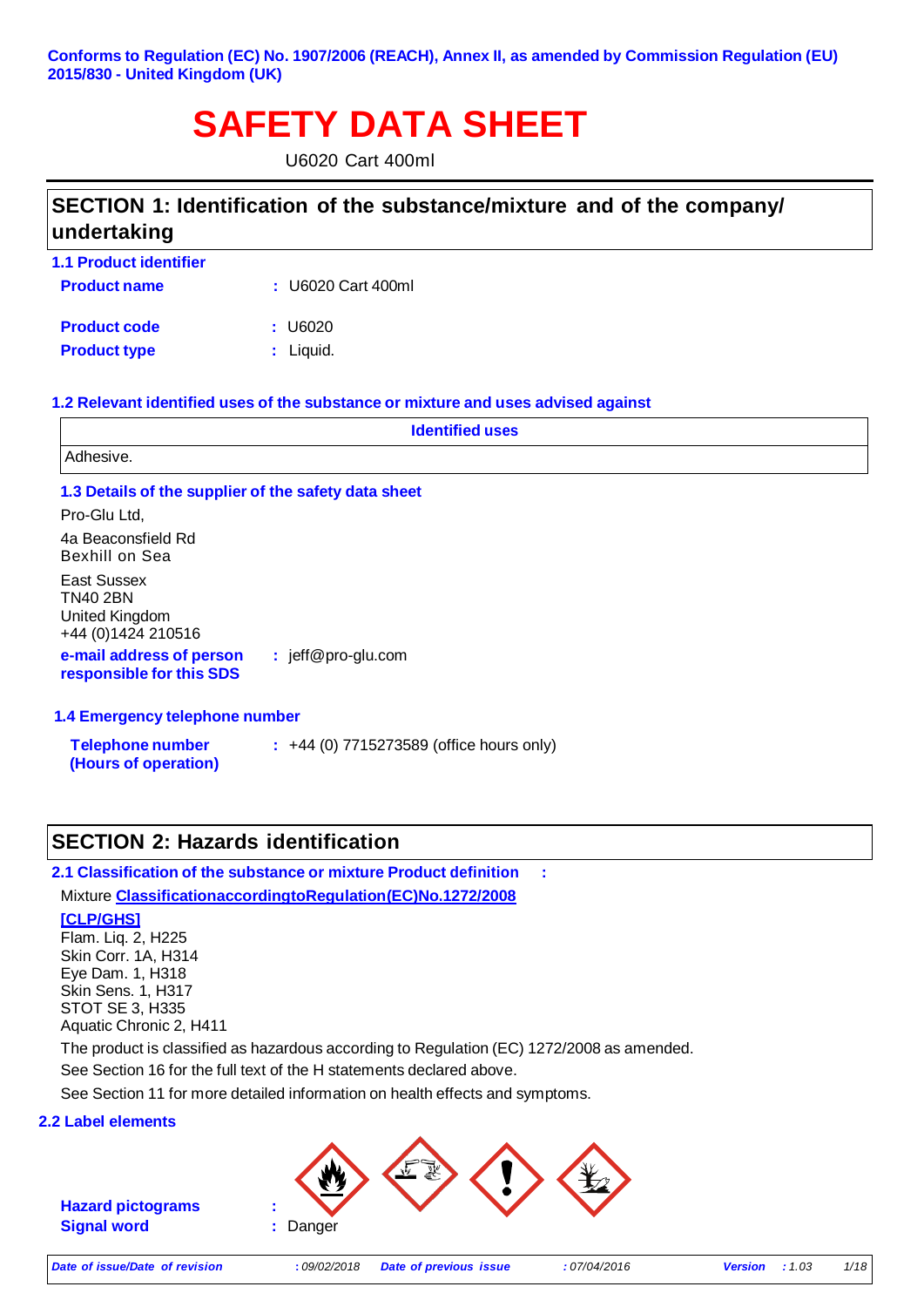Conforms to Regulation (EC) No. 1907/2006 (REACH), Annex II, as amended by Commission Regulation (EU) 2015/830 - United Kingdom (UK)

# SAFETY DATA SHEET

U6020 Cart 400ml

## SECTION 1: Identification of the substance/mixture and of the company/ undertaking

### 1.1 Product identifier

**Product name** : U6020 Cart 400ml

**Product code** : U6020

**Product type** : Liquid.

### 1.2 Relevant identified uses of the substance or mixture and uses advised against

| Identified uses |
|---|
| Adhesive. |

### 1.3 Details of the supplier of the safety data sheet

Pro-Glu Ltd,

4a Beaconsfield Rd
Bexhill on Sea

East Sussex
TN40 2BN
United Kingdom
+44 (0)1424 210516

**e-mail address of person responsible for this SDS** : jeff@pro-glu.com

### 1.4 Emergency telephone number

**Telephone number (Hours of operation)** : +44 (0) 7715273589 (office hours only)

## SECTION 2: Hazards identification

### 2.1 Classification of the substance or mixture Product definition :

Mixture **Classification according to Regulation (EC) No. 1272/2008 [CLP/GHS]**

Flam. Liq. 2, H225
Skin Corr. 1A, H314
Eye Dam. 1, H318
Skin Sens. 1, H317
STOT SE 3, H335
Aquatic Chronic 2, H411

The product is classified as hazardous according to Regulation (EC) 1272/2008 as amended.

See Section 16 for the full text of the H statements declared above.

See Section 11 for more detailed information on health effects and symptoms.

### 2.2 Label elements

**Hazard pictograms** :

**Signal word** : Danger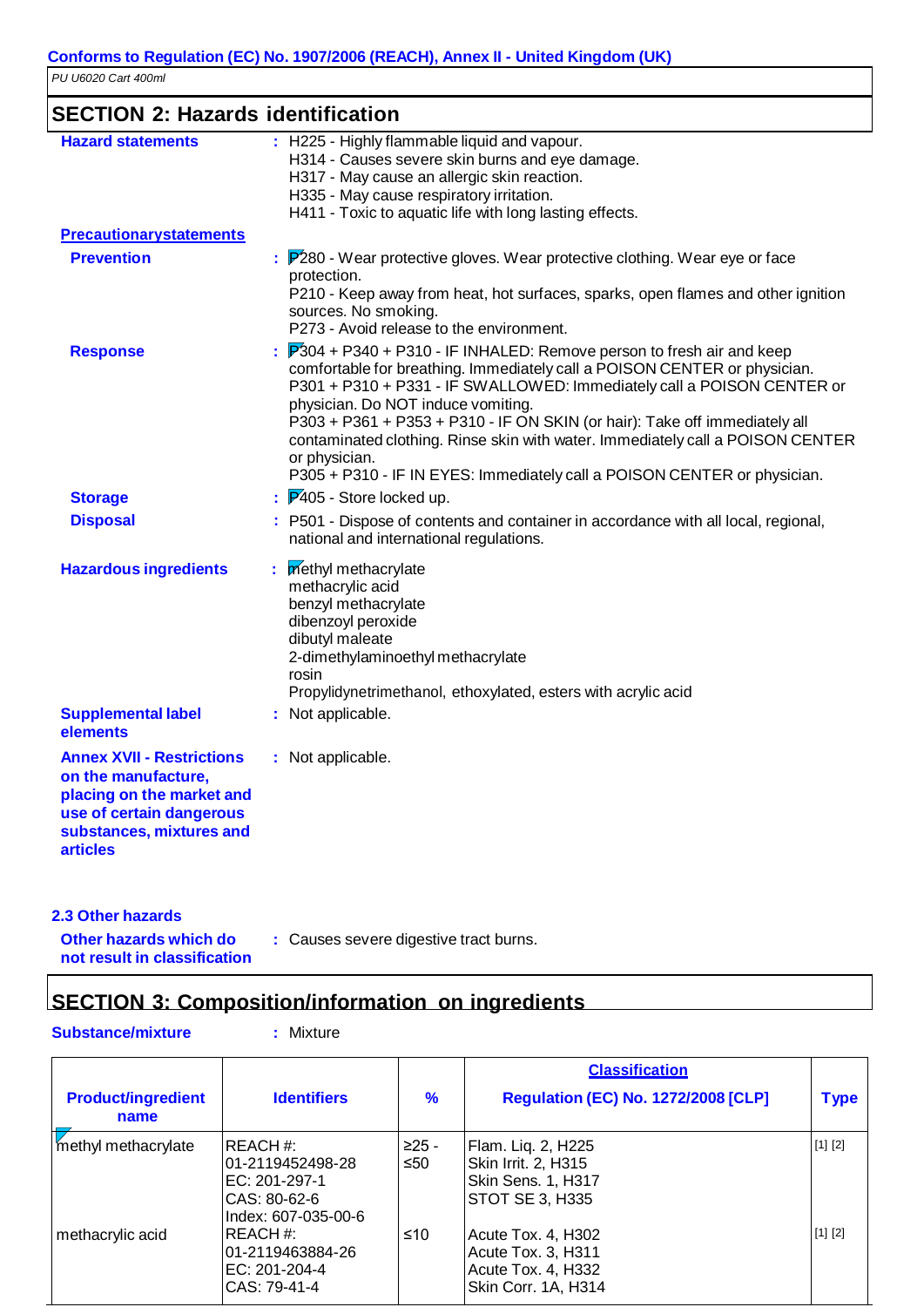## SECTION 2: Hazards identification

**Hazard statements** : H225 - Highly flammable liquid and vapour.
H314 - Causes severe skin burns and eye damage.
H317 - May cause an allergic skin reaction.
H335 - May cause respiratory irritation.
H411 - Toxic to aquatic life with long lasting effects.

**Precautionarystatements**

**Prevention** : P280 - Wear protective gloves. Wear protective clothing. Wear eye or face protection.
P210 - Keep away from heat, hot surfaces, sparks, open flames and other ignition sources. No smoking.
P273 - Avoid release to the environment.

**Response** : P304 + P340 + P310 - IF INHALED: Remove person to fresh air and keep comfortable for breathing. Immediately call a POISON CENTER or physician.
P301 + P310 + P331 - IF SWALLOWED: Immediately call a POISON CENTER or physician. Do NOT induce vomiting.
P303 + P361 + P353 + P310 - IF ON SKIN (or hair): Take off immediately all contaminated clothing. Rinse skin with water. Immediately call a POISON CENTER or physician.
P305 + P310 - IF IN EYES: Immediately call a POISON CENTER or physician.

**Storage** : P405 - Store locked up.

**Disposal** : P501 - Dispose of contents and container in accordance with all local, regional, national and international regulations.

**Hazardous ingredients** : methyl methacrylate
methacrylic acid
benzyl methacrylate
dibenzoyl peroxide
dibutyl maleate
2-dimethylaminoethyl methacrylate
rosin
Propylidynetrimethanol, ethoxylated, esters with acrylic acid

**Supplemental label elements** : Not applicable.

**Annex XVII - Restrictions on the manufacture, placing on the market and use of certain dangerous substances, mixtures and articles** : Not applicable.

### 2.3 Other hazards

**Other hazards which do not result in classification** : Causes severe digestive tract burns.

## SECTION 3: Composition/information on ingredients

**Substance/mixture** : Mixture

| Product/ingredient name | Identifiers | % | Classification<br>Regulation (EC) No. 1272/2008 [CLP] | Type |
|---|---|---|---|---|
| methyl methacrylate | REACH #: 01-2119452498-28<br>EC: 201-297-1<br>CAS: 80-62-6<br>Index: 607-035-00-6 | ≥25 - ≤50 | Flam. Liq. 2, H225<br>Skin Irrit. 2, H315<br>Skin Sens. 1, H317<br>STOT SE 3, H335 | [1] [2] |
| methacrylic acid | REACH #: 01-2119463884-26<br>EC: 201-204-4<br>CAS: 79-41-4 | ≤10 | Acute Tox. 4, H302<br>Acute Tox. 3, H311<br>Acute Tox. 4, H332<br>Skin Corr. 1A, H314 | [1] [2] |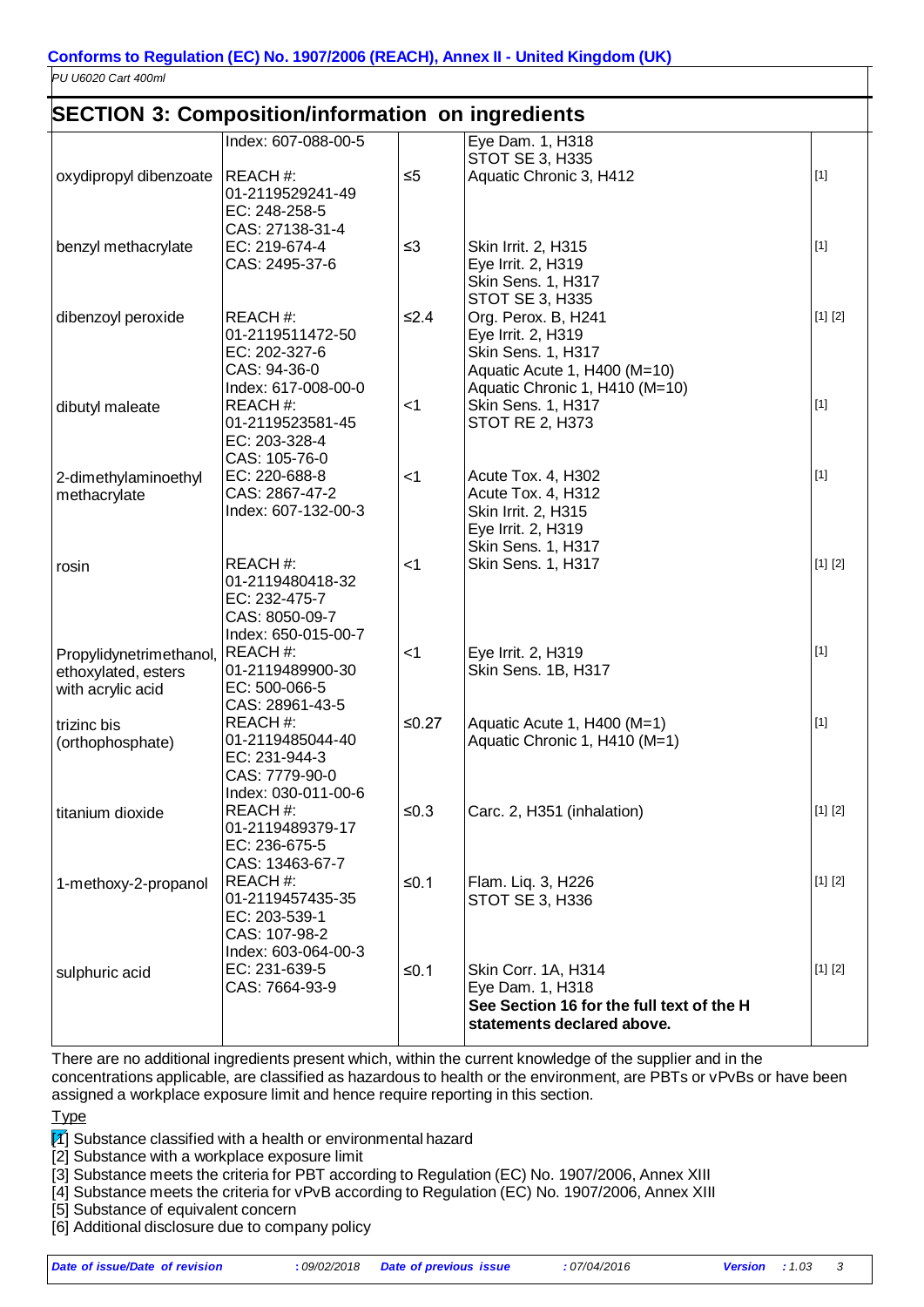**Conforms to Regulation (EC) No. 1907/2006 (REACH), Annex II - United Kingdom (UK)**

*PU U6020 Cart 400ml*

## SECTION 3: Composition/information on ingredients

| | | | | |
|---|---|---|---|---|
| | Index: 607-088-00-5 | | Eye Dam. 1, H318<br>STOT SE 3, H335 | |
| oxydipropyl dibenzoate | REACH #: 01-2119529241-49<br>EC: 248-258-5<br>CAS: 27138-31-4 | ≤5 | Aquatic Chronic 3, H412 | [1] |
| benzyl methacrylate | EC: 219-674-4<br>CAS: 2495-37-6 | ≤3 | Skin Irrit. 2, H315<br>Eye Irrit. 2, H319<br>Skin Sens. 1, H317<br>STOT SE 3, H335 | [1] |
| dibenzoyl peroxide | REACH #: 01-2119511472-50<br>EC: 202-327-6<br>CAS: 94-36-0<br>Index: 617-008-00-0 | ≤2.4 | Org. Perox. B, H241<br>Eye Irrit. 2, H319<br>Skin Sens. 1, H317<br>Aquatic Acute 1, H400 (M=10)<br>Aquatic Chronic 1, H410 (M=10) | [1] [2] |
| dibutyl maleate | REACH #: 01-2119523581-45<br>EC: 203-328-4<br>CAS: 105-76-0 | <1 | Skin Sens. 1, H317<br>STOT RE 2, H373 | [1] |
| 2-dimethylaminoethyl methacrylate | EC: 220-688-8<br>CAS: 2867-47-2<br>Index: 607-132-00-3 | <1 | Acute Tox. 4, H302<br>Acute Tox. 4, H312<br>Skin Irrit. 2, H315<br>Eye Irrit. 2, H319<br>Skin Sens. 1, H317 | [1] |
| rosin | REACH #: 01-2119480418-32<br>EC: 232-475-7<br>CAS: 8050-09-7<br>Index: 650-015-00-7 | <1 | Skin Sens. 1, H317 | [1] [2] |
| Propylidynetrimethanol, ethoxylated, esters with acrylic acid | REACH #: 01-2119489900-30<br>EC: 500-066-5<br>CAS: 28961-43-5 | <1 | Eye Irrit. 2, H319<br>Skin Sens. 1B, H317 | [1] |
| trizinc bis (orthophosphate) | REACH #: 01-2119485044-40<br>EC: 231-944-3<br>CAS: 7779-90-0<br>Index: 030-011-00-6 | ≤0.27 | Aquatic Acute 1, H400 (M=1)<br>Aquatic Chronic 1, H410 (M=1) | [1] |
| titanium dioxide | REACH #: 01-2119489379-17<br>EC: 236-675-5<br>CAS: 13463-67-7 | ≤0.3 | Carc. 2, H351 (inhalation) | [1] [2] |
| 1-methoxy-2-propanol | REACH #: 01-2119457435-35<br>EC: 203-539-1<br>CAS: 107-98-2<br>Index: 603-064-00-3 | ≤0.1 | Flam. Liq. 3, H226<br>STOT SE 3, H336 | [1] [2] |
| sulphuric acid | EC: 231-639-5<br>CAS: 7664-93-9 | ≤0.1 | Skin Corr. 1A, H314<br>Eye Dam. 1, H318<br>**See Section 16 for the full text of the H statements declared above.** | [1] [2] |

There are no additional ingredients present which, within the current knowledge of the supplier and in the concentrations applicable, are classified as hazardous to health or the environment, are PBTs or vPvBs or have been assigned a workplace exposure limit and hence require reporting in this section.

Type

[1] Substance classified with a health or environmental hazard
[2] Substance with a workplace exposure limit
[3] Substance meets the criteria for PBT according to Regulation (EC) No. 1907/2006, Annex XIII
[4] Substance meets the criteria for vPvB according to Regulation (EC) No. 1907/2006, Annex XIII
[5] Substance of equivalent concern
[6] Additional disclosure due to company policy

*Date of issue/Date of revision* : *09/02/2018* *Date of previous issue* : *07/04/2016* *Version* : *1.03*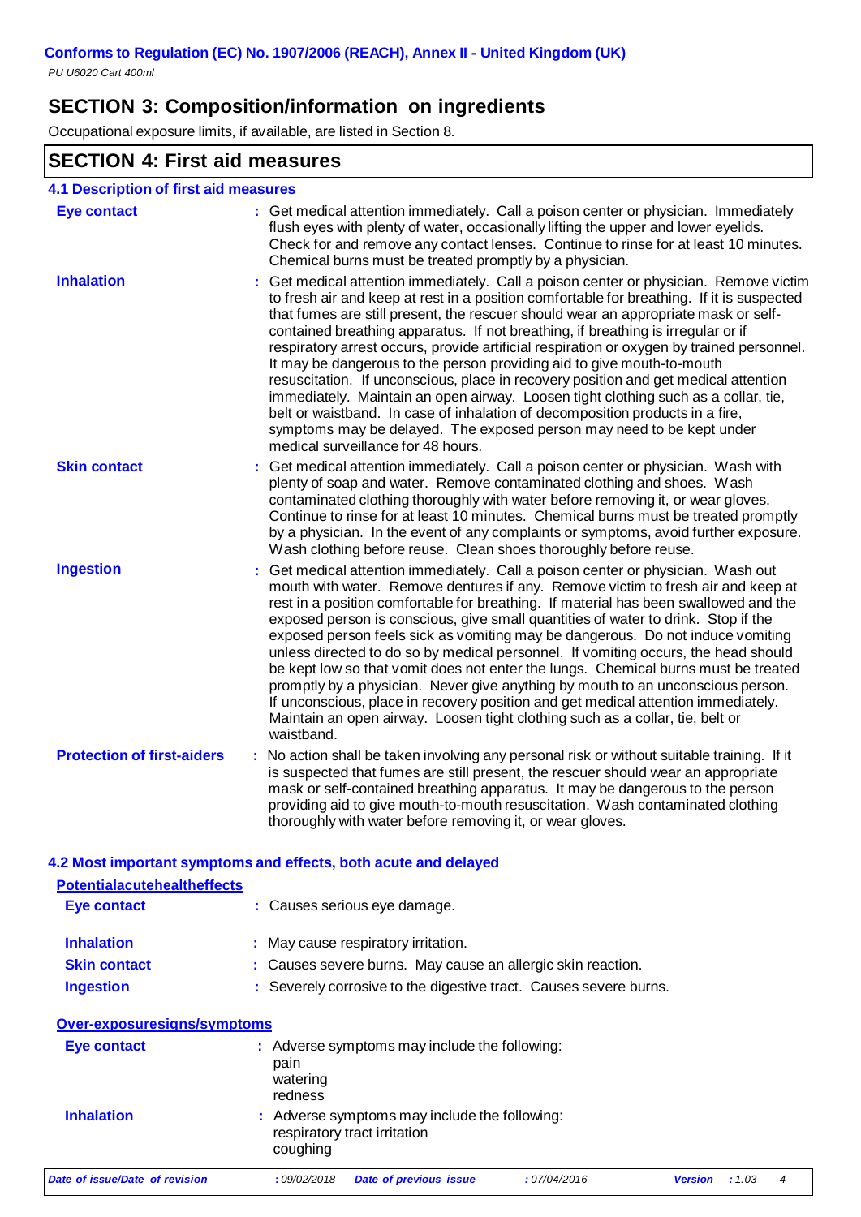## SECTION 3: Composition/information on ingredients

Occupational exposure limits, if available, are listed in Section 8.

## SECTION 4: First aid measures

### 4.1 Description of first aid measures

**Eye contact** : Get medical attention immediately. Call a poison center or physician. Immediately flush eyes with plenty of water, occasionally lifting the upper and lower eyelids. Check for and remove any contact lenses. Continue to rinse for at least 10 minutes. Chemical burns must be treated promptly by a physician.

**Inhalation** : Get medical attention immediately. Call a poison center or physician. Remove victim to fresh air and keep at rest in a position comfortable for breathing. If it is suspected that fumes are still present, the rescuer should wear an appropriate mask or self-contained breathing apparatus. If not breathing, if breathing is irregular or if respiratory arrest occurs, provide artificial respiration or oxygen by trained personnel. It may be dangerous to the person providing aid to give mouth-to-mouth resuscitation. If unconscious, place in recovery position and get medical attention immediately. Maintain an open airway. Loosen tight clothing such as a collar, tie, belt or waistband. In case of inhalation of decomposition products in a fire, symptoms may be delayed. The exposed person may need to be kept under medical surveillance for 48 hours.

**Skin contact** : Get medical attention immediately. Call a poison center or physician. Wash with plenty of soap and water. Remove contaminated clothing and shoes. Wash contaminated clothing thoroughly with water before removing it, or wear gloves. Continue to rinse for at least 10 minutes. Chemical burns must be treated promptly by a physician. In the event of any complaints or symptoms, avoid further exposure. Wash clothing before reuse. Clean shoes thoroughly before reuse.

**Ingestion** : Get medical attention immediately. Call a poison center or physician. Wash out mouth with water. Remove dentures if any. Remove victim to fresh air and keep at rest in a position comfortable for breathing. If material has been swallowed and the exposed person is conscious, give small quantities of water to drink. Stop if the exposed person feels sick as vomiting may be dangerous. Do not induce vomiting unless directed to do so by medical personnel. If vomiting occurs, the head should be kept low so that vomit does not enter the lungs. Chemical burns must be treated promptly by a physician. Never give anything by mouth to an unconscious person. If unconscious, place in recovery position and get medical attention immediately. Maintain an open airway. Loosen tight clothing such as a collar, tie, belt or waistband.

**Protection of first-aiders** : No action shall be taken involving any personal risk or without suitable training. If it is suspected that fumes are still present, the rescuer should wear an appropriate mask or self-contained breathing apparatus. It may be dangerous to the person providing aid to give mouth-to-mouth resuscitation. Wash contaminated clothing thoroughly with water before removing it, or wear gloves.

### 4.2 Most important symptoms and effects, both acute and delayed

**Potentialacutehealtheffects**

**Eye contact** : Causes serious eye damage.

**Inhalation** : May cause respiratory irritation.

**Skin contact** : Causes severe burns. May cause an allergic skin reaction.

**Ingestion** : Severely corrosive to the digestive tract. Causes severe burns.

**Over-exposuresigns/symptoms**

**Eye contact** : Adverse symptoms may include the following:
pain
watering
redness

**Inhalation** : Adverse symptoms may include the following:
respiratory tract irritation
coughing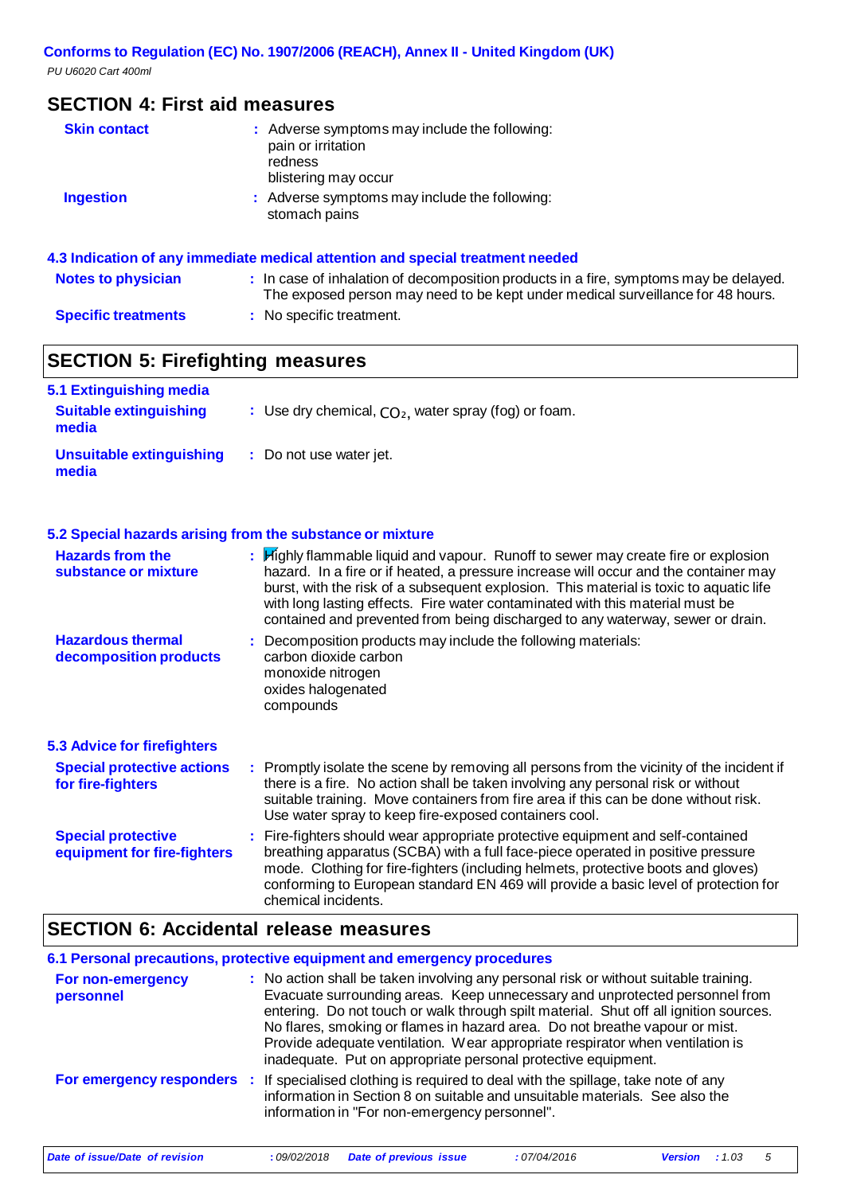## SECTION 4: First aid measures

**Skin contact** : Adverse symptoms may include the following:
pain or irritation
redness
blistering may occur

**Ingestion** : Adverse symptoms may include the following:
stomach pains

### 4.3 Indication of any immediate medical attention and special treatment needed

**Notes to physician** : In case of inhalation of decomposition products in a fire, symptoms may be delayed. The exposed person may need to be kept under medical surveillance for 48 hours.

**Specific treatments** : No specific treatment.

## SECTION 5: Firefighting measures

### 5.1 Extinguishing media

**Suitable extinguishing media** : Use dry chemical, $CO_2$, water spray (fog) or foam.

**Unsuitable extinguishing media** : Do not use water jet.

### 5.2 Special hazards arising from the substance or mixture

**Hazards from the substance or mixture** : Highly flammable liquid and vapour. Runoff to sewer may create fire or explosion hazard. In a fire or if heated, a pressure increase will occur and the container may burst, with the risk of a subsequent explosion. This material is toxic to aquatic life with long lasting effects. Fire water contaminated with this material must be contained and prevented from being discharged to any waterway, sewer or drain.

**Hazardous thermal decomposition products** : Decomposition products may include the following materials:
carbon dioxide carbon
monoxide nitrogen
oxides halogenated
compounds

### 5.3 Advice for firefighters

**Special protective actions for fire-fighters** : Promptly isolate the scene by removing all persons from the vicinity of the incident if there is a fire. No action shall be taken involving any personal risk or without suitable training. Move containers from fire area if this can be done without risk. Use water spray to keep fire-exposed containers cool.

**Special protective equipment for fire-fighters** : Fire-fighters should wear appropriate protective equipment and self-contained breathing apparatus (SCBA) with a full face-piece operated in positive pressure mode. Clothing for fire-fighters (including helmets, protective boots and gloves) conforming to European standard EN 469 will provide a basic level of protection for chemical incidents.

## SECTION 6: Accidental release measures

### 6.1 Personal precautions, protective equipment and emergency procedures

**For non-emergency personnel** : No action shall be taken involving any personal risk or without suitable training. Evacuate surrounding areas. Keep unnecessary and unprotected personnel from entering. Do not touch or walk through spilt material. Shut off all ignition sources. No flares, smoking or flames in hazard area. Do not breathe vapour or mist. Provide adequate ventilation. Wear appropriate respirator when ventilation is inadequate. Put on appropriate personal protective equipment.

**For emergency responders** : If specialised clothing is required to deal with the spillage, take note of any information in Section 8 on suitable and unsuitable materials. See also the information in "For non-emergency personnel".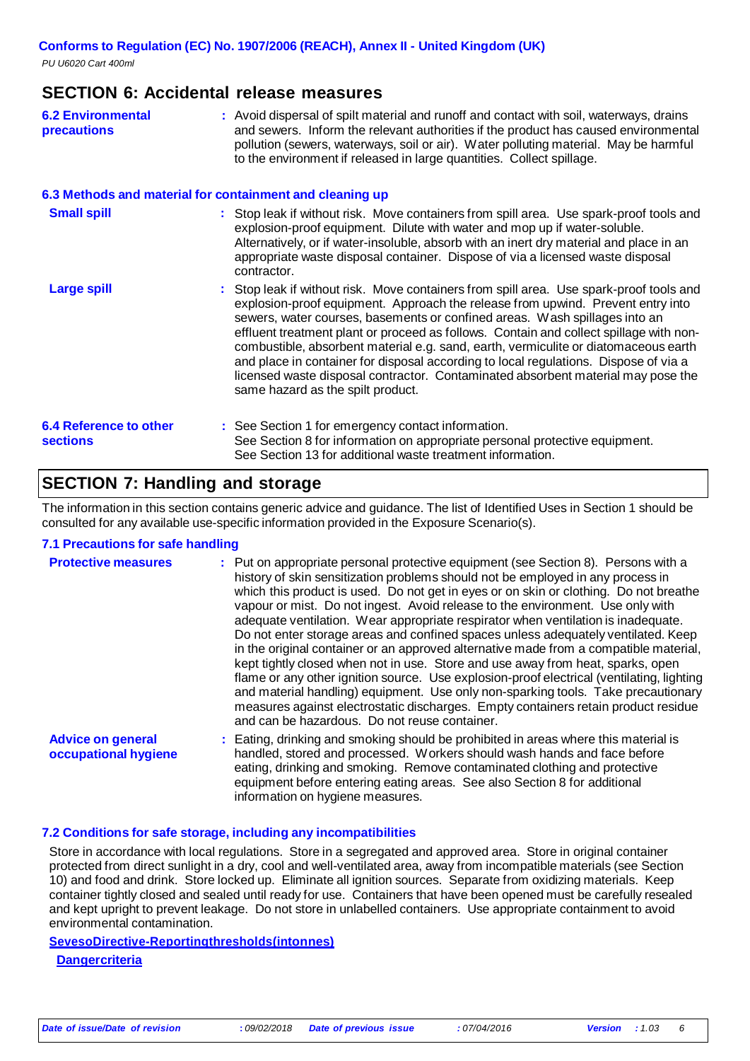## SECTION 6: Accidental release measures

**6.2 Environmental precautions** : Avoid dispersal of spilt material and runoff and contact with soil, waterways, drains and sewers. Inform the relevant authorities if the product has caused environmental pollution (sewers, waterways, soil or air). Water polluting material. May be harmful to the environment if released in large quantities. Collect spillage.

### 6.3 Methods and material for containment and cleaning up

**Small spill** : Stop leak if without risk. Move containers from spill area. Use spark-proof tools and explosion-proof equipment. Dilute with water and mop up if water-soluble. Alternatively, or if water-insoluble, absorb with an inert dry material and place in an appropriate waste disposal container. Dispose of via a licensed waste disposal contractor.

**Large spill** : Stop leak if without risk. Move containers from spill area. Use spark-proof tools and explosion-proof equipment. Approach the release from upwind. Prevent entry into sewers, water courses, basements or confined areas. Wash spillages into an effluent treatment plant or proceed as follows. Contain and collect spillage with non-combustible, absorbent material e.g. sand, earth, vermiculite or diatomaceous earth and place in container for disposal according to local regulations. Dispose of via a licensed waste disposal contractor. Contaminated absorbent material may pose the same hazard as the spilt product.

**6.4 Reference to other sections** : See Section 1 for emergency contact information.
See Section 8 for information on appropriate personal protective equipment.
See Section 13 for additional waste treatment information.

## SECTION 7: Handling and storage

The information in this section contains generic advice and guidance. The list of Identified Uses in Section 1 should be consulted for any available use-specific information provided in the Exposure Scenario(s).

### 7.1 Precautions for safe handling

**Protective measures** : Put on appropriate personal protective equipment (see Section 8). Persons with a history of skin sensitization problems should not be employed in any process in which this product is used. Do not get in eyes or on skin or clothing. Do not breathe vapour or mist. Do not ingest. Avoid release to the environment. Use only with adequate ventilation. Wear appropriate respirator when ventilation is inadequate. Do not enter storage areas and confined spaces unless adequately ventilated. Keep in the original container or an approved alternative made from a compatible material, kept tightly closed when not in use. Store and use away from heat, sparks, open flame or any other ignition source. Use explosion-proof electrical (ventilating, lighting and material handling) equipment. Use only non-sparking tools. Take precautionary measures against electrostatic discharges. Empty containers retain product residue and can be hazardous. Do not reuse container.

**Advice on general occupational hygiene** : Eating, drinking and smoking should be prohibited in areas where this material is handled, stored and processed. Workers should wash hands and face before eating, drinking and smoking. Remove contaminated clothing and protective equipment before entering eating areas. See also Section 8 for additional information on hygiene measures.

### 7.2 Conditions for safe storage, including any incompatibilities

Store in accordance with local regulations. Store in a segregated and approved area. Store in original container protected from direct sunlight in a dry, cool and well-ventilated area, away from incompatible materials (see Section 10) and food and drink. Store locked up. Eliminate all ignition sources. Separate from oxidizing materials. Keep container tightly closed and sealed until ready for use. Containers that have been opened must be carefully resealed and kept upright to prevent leakage. Do not store in unlabelled containers. Use appropriate containment to avoid environmental contamination.

**SevesoDirective-Reportingthresholds(intonnes)**

**Dangercriteria**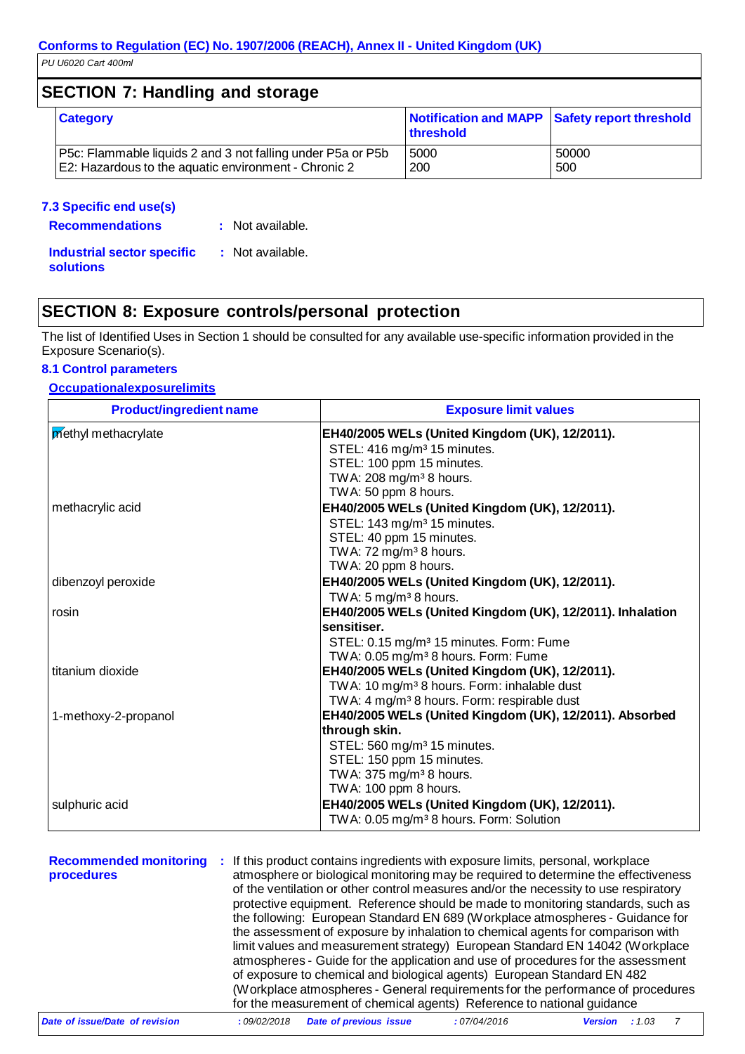## SECTION 7: Handling and storage

| Category | Notification and MAPP threshold | Safety report threshold |
| --- | --- | --- |
| P5c: Flammable liquids 2 and 3 not falling under P5a or P5b | 5000 | 50000 |
| E2: Hazardous to the aquatic environment - Chronic 2 | 200 | 500 |

### 7.3 Specific end use(s)

**Recommendations** : Not available.

**Industrial sector specific solutions** : Not available.

## SECTION 8: Exposure controls/personal protection

The list of Identified Uses in Section 1 should be consulted for any available use-specific information provided in the Exposure Scenario(s).

### 8.1 Control parameters

**Occupationalexposurelimits**

| Product/ingredient name | Exposure limit values |
| --- | --- |
| methyl methacrylate | **EH40/2005 WELs (United Kingdom (UK), 12/2011).** STEL: 416 mg/m³ 15 minutes. STEL: 100 ppm 15 minutes. TWA: 208 mg/m³ 8 hours. TWA: 50 ppm 8 hours. |
| methacrylic acid | **EH40/2005 WELs (United Kingdom (UK), 12/2011).** STEL: 143 mg/m³ 15 minutes. STEL: 40 ppm 15 minutes. TWA: 72 mg/m³ 8 hours. TWA: 20 ppm 8 hours. |
| dibenzoyl peroxide | **EH40/2005 WELs (United Kingdom (UK), 12/2011).** TWA: 5 mg/m³ 8 hours. |
| rosin | **EH40/2005 WELs (United Kingdom (UK), 12/2011). Inhalation sensitiser.** STEL: 0.15 mg/m³ 15 minutes. Form: Fume TWA: 0.05 mg/m³ 8 hours. Form: Fume |
| titanium dioxide | **EH40/2005 WELs (United Kingdom (UK), 12/2011).** TWA: 10 mg/m³ 8 hours. Form: inhalable dust TWA: 4 mg/m³ 8 hours. Form: respirable dust |
| 1-methoxy-2-propanol | **EH40/2005 WELs (United Kingdom (UK), 12/2011). Absorbed through skin.** STEL: 560 mg/m³ 15 minutes. STEL: 150 ppm 15 minutes. TWA: 375 mg/m³ 8 hours. TWA: 100 ppm 8 hours. |
| sulphuric acid | **EH40/2005 WELs (United Kingdom (UK), 12/2011).** TWA: 0.05 mg/m³ 8 hours. Form: Solution |

**Recommended monitoring procedures** : If this product contains ingredients with exposure limits, personal, workplace atmosphere or biological monitoring may be required to determine the effectiveness of the ventilation or other control measures and/or the necessity to use respiratory protective equipment. Reference should be made to monitoring standards, such as the following: European Standard EN 689 (Workplace atmospheres - Guidance for the assessment of exposure by inhalation to chemical agents for comparison with limit values and measurement strategy) European Standard EN 14042 (Workplace atmospheres - Guide for the application and use of procedures for the assessment of exposure to chemical and biological agents) European Standard EN 482 (Workplace atmospheres - General requirements for the performance of procedures for the measurement of chemical agents) Reference to national guidance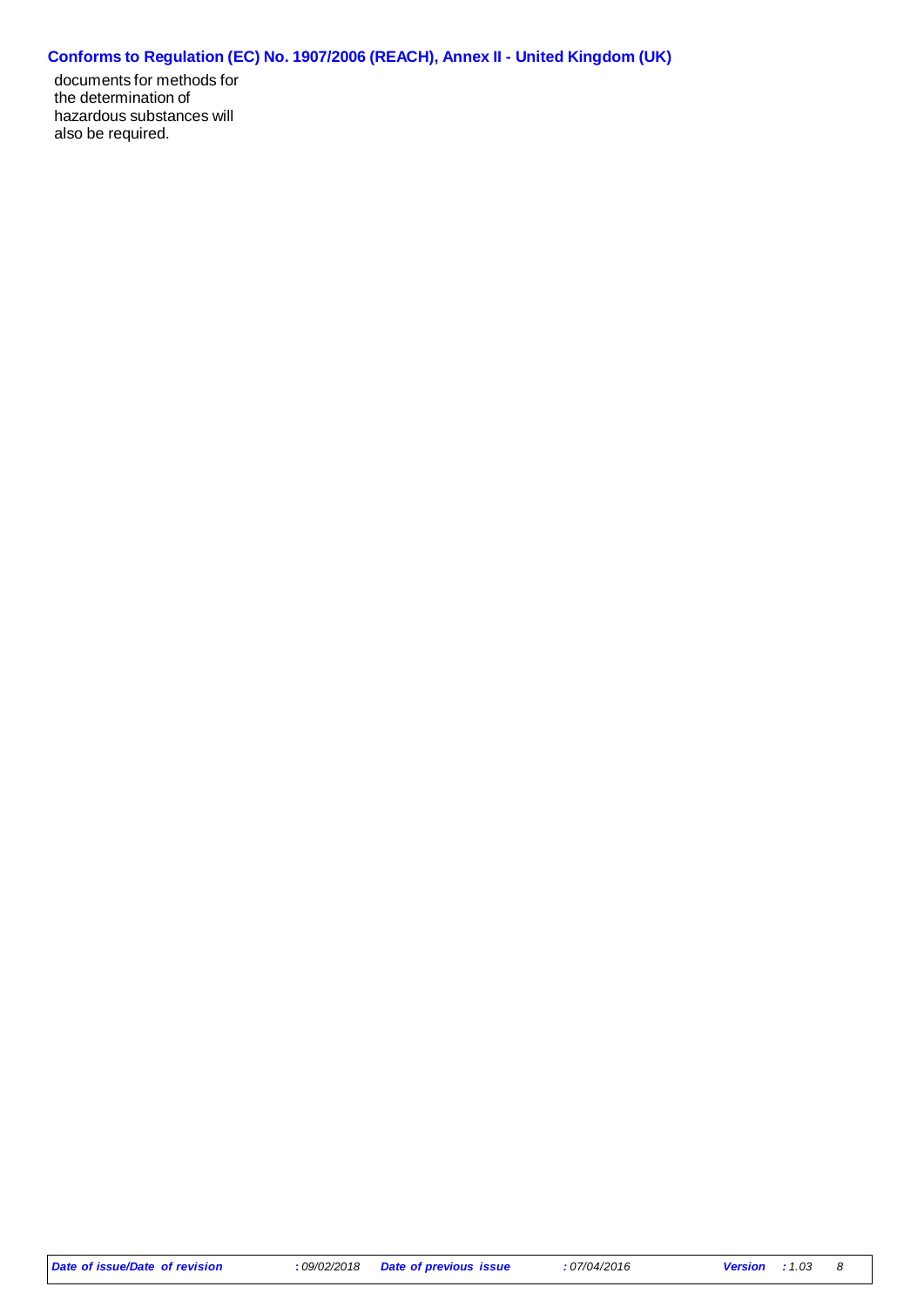documents for methods for the determination of hazardous substances will also be required.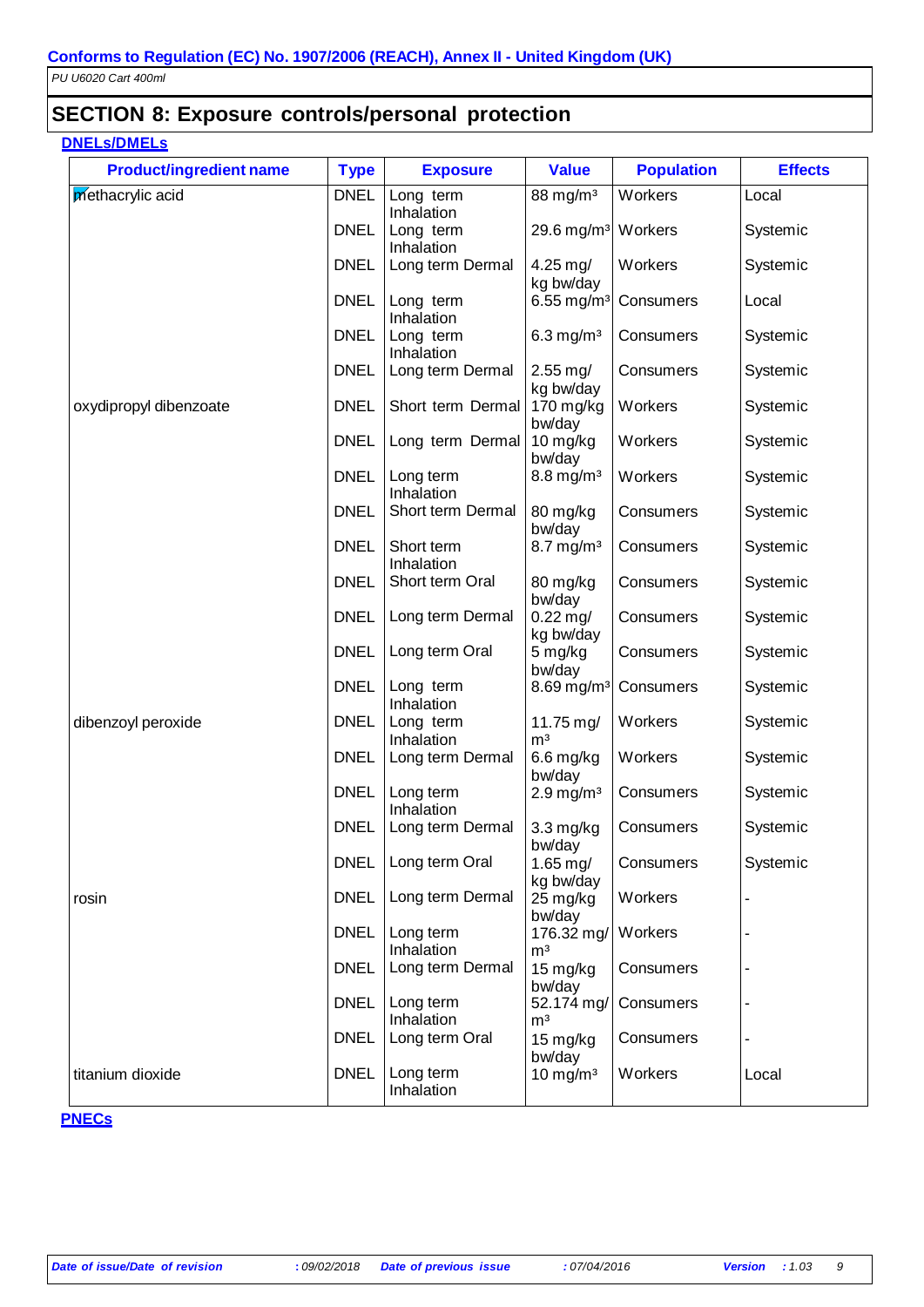Conforms to Regulation (EC) No. 1907/2006 (REACH), Annex II - United Kingdom (UK)

PU U6020 Cart 400ml

## SECTION 8: Exposure controls/personal protection

**DNELs/DMELs**

| Product/ingredient name | Type | Exposure | Value | Population | Effects |
|---|---|---|---|---|---|
| methacrylic acid | DNEL | Long term Inhalation | 88 mg/m³ | Workers | Local |
| | DNEL | Long term Inhalation | 29.6 mg/m³ | Workers | Systemic |
| | DNEL | Long term Dermal | 4.25 mg/kg bw/day | Workers | Systemic |
| | DNEL | Long term Inhalation | 6.55 mg/m³ | Consumers | Local |
| | DNEL | Long term Inhalation | 6.3 mg/m³ | Consumers | Systemic |
| | DNEL | Long term Dermal | 2.55 mg/kg bw/day | Consumers | Systemic |
| oxydipropyl dibenzoate | DNEL | Short term Dermal | 170 mg/kg bw/day | Workers | Systemic |
| | DNEL | Long term Dermal | 10 mg/kg bw/day | Workers | Systemic |
| | DNEL | Long term Inhalation | 8.8 mg/m³ | Workers | Systemic |
| | DNEL | Short term Dermal | 80 mg/kg bw/day | Consumers | Systemic |
| | DNEL | Short term Inhalation | 8.7 mg/m³ | Consumers | Systemic |
| | DNEL | Short term Oral | 80 mg/kg bw/day | Consumers | Systemic |
| | DNEL | Long term Dermal | 0.22 mg/kg bw/day | Consumers | Systemic |
| | DNEL | Long term Oral | 5 mg/kg bw/day | Consumers | Systemic |
| | DNEL | Long term Inhalation | 8.69 mg/m³ | Consumers | Systemic |
| dibenzoyl peroxide | DNEL | Long term Inhalation | 11.75 mg/m³ | Workers | Systemic |
| | DNEL | Long term Dermal | 6.6 mg/kg bw/day | Workers | Systemic |
| | DNEL | Long term Inhalation | 2.9 mg/m³ | Consumers | Systemic |
| | DNEL | Long term Dermal | 3.3 mg/kg bw/day | Consumers | Systemic |
| | DNEL | Long term Oral | 1.65 mg/kg bw/day | Consumers | Systemic |
| rosin | DNEL | Long term Dermal | 25 mg/kg bw/day | Workers | - |
| | DNEL | Long term Inhalation | 176.32 mg/m³ | Workers | - |
| | DNEL | Long term Dermal | 15 mg/kg bw/day | Consumers | - |
| | DNEL | Long term Inhalation | 52.174 mg/m³ | Consumers | - |
| | DNEL | Long term Oral | 15 mg/kg bw/day | Consumers | - |
| titanium dioxide | DNEL | Long term Inhalation | 10 mg/m³ | Workers | Local |

**PNECs**

*Date of issue/Date of revision* : 09/02/2018 *Date of previous issue* : 07/04/2016 *Version* : 1.03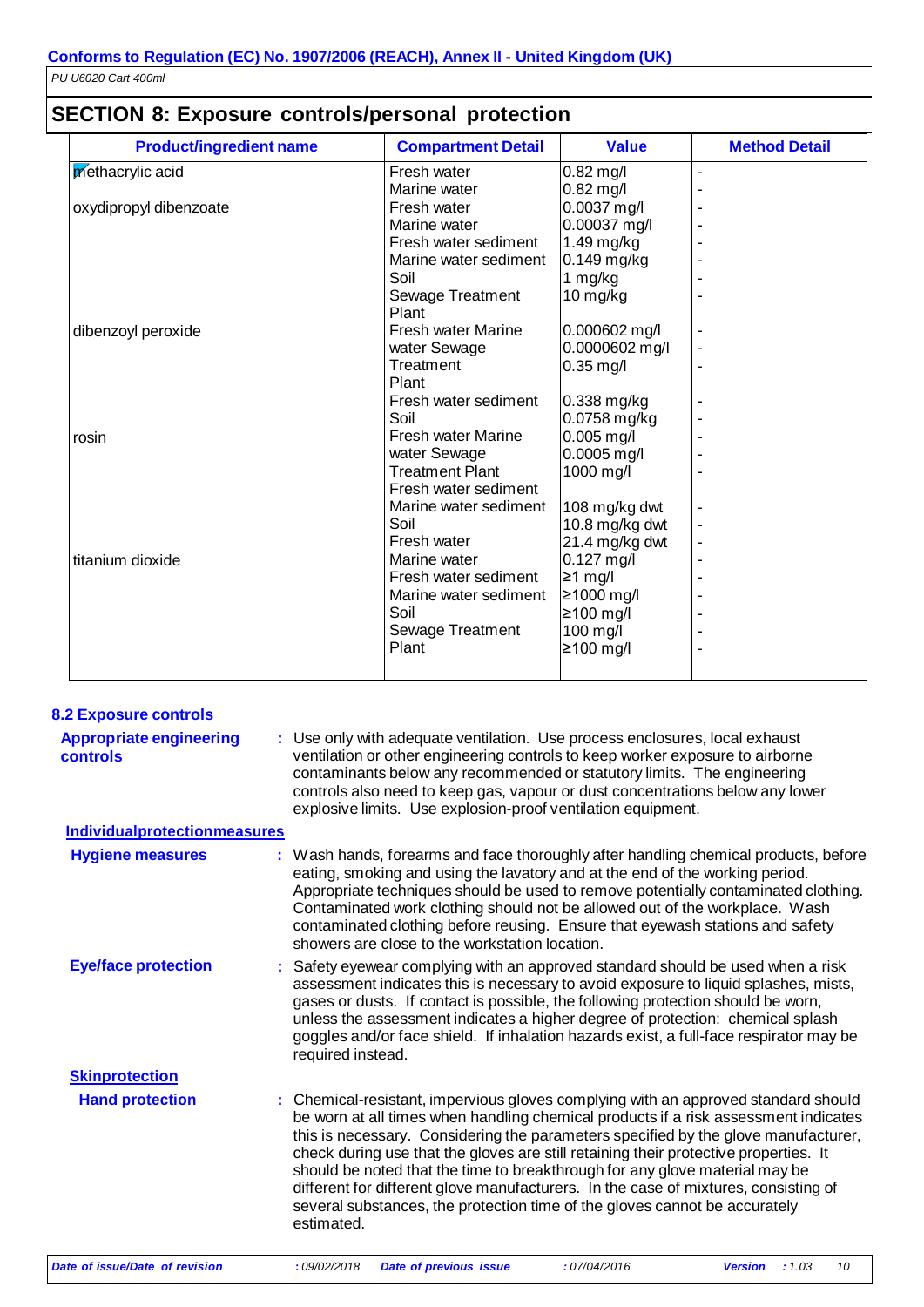## SECTION 8: Exposure controls/personal protection

| Product/ingredient name | Compartment Detail | Value | Method Detail |
|---|---|---|---|
| methacrylic acid | Fresh water | 0.82 mg/l | - |
| | Marine water | 0.82 mg/l | - |
| oxydipropyl dibenzoate | Fresh water | 0.0037 mg/l | - |
| | Marine water | 0.00037 mg/l | - |
| | Fresh water sediment | 1.49 mg/kg | - |
| | Marine water sediment | 0.149 mg/kg | - |
| | Soil | 1 mg/kg | - |
| | Sewage Treatment Plant | 10 mg/kg | - |
| dibenzoyl peroxide | Fresh water | 0.000602 mg/l | - |
| | Marine water | 0.0000602 mg/l | - |
| | Sewage Treatment Plant | 0.35 mg/l | - |
| | Fresh water sediment | 0.338 mg/kg | - |
| | Soil | 0.0758 mg/kg | - |
| rosin | Fresh water | 0.005 mg/l | - |
| | Marine water | 0.0005 mg/l | - |
| | Sewage Treatment Plant | 1000 mg/l | - |
| | Fresh water sediment | 108 mg/kg dwt | - |
| | Marine water sediment | 10.8 mg/kg dwt | - |
| | Soil | 21.4 mg/kg dwt | - |
| titanium dioxide | Fresh water | 0.127 mg/l | - |
| | Marine water | ≥1 mg/l | - |
| | Fresh water sediment | ≥1000 mg/l | - |
| | Marine water sediment | ≥100 mg/l | - |
| | Soil | 100 mg/l | - |
| | Sewage Treatment Plant | ≥100 mg/l | - |

### 8.2 Exposure controls

**Appropriate engineering controls** : Use only with adequate ventilation. Use process enclosures, local exhaust ventilation or other engineering controls to keep worker exposure to airborne contaminants below any recommended or statutory limits. The engineering controls also need to keep gas, vapour or dust concentrations below any lower explosive limits. Use explosion-proof ventilation equipment.

**Individual protection measures**

**Hygiene measures** : Wash hands, forearms and face thoroughly after handling chemical products, before eating, smoking and using the lavatory and at the end of the working period. Appropriate techniques should be used to remove potentially contaminated clothing. Contaminated work clothing should not be allowed out of the workplace. Wash contaminated clothing before reusing. Ensure that eyewash stations and safety showers are close to the workstation location.

**Eye/face protection** : Safety eyewear complying with an approved standard should be used when a risk assessment indicates this is necessary to avoid exposure to liquid splashes, mists, gases or dusts. If contact is possible, the following protection should be worn, unless the assessment indicates a higher degree of protection: chemical splash goggles and/or face shield. If inhalation hazards exist, a full-face respirator may be required instead.

**Skin protection**

**Hand protection** : Chemical-resistant, impervious gloves complying with an approved standard should be worn at all times when handling chemical products if a risk assessment indicates this is necessary. Considering the parameters specified by the glove manufacturer, check during use that the gloves are still retaining their protective properties. It should be noted that the time to breakthrough for any glove material may be different for different glove manufacturers. In the case of mixtures, consisting of several substances, the protection time of the gloves cannot be accurately estimated.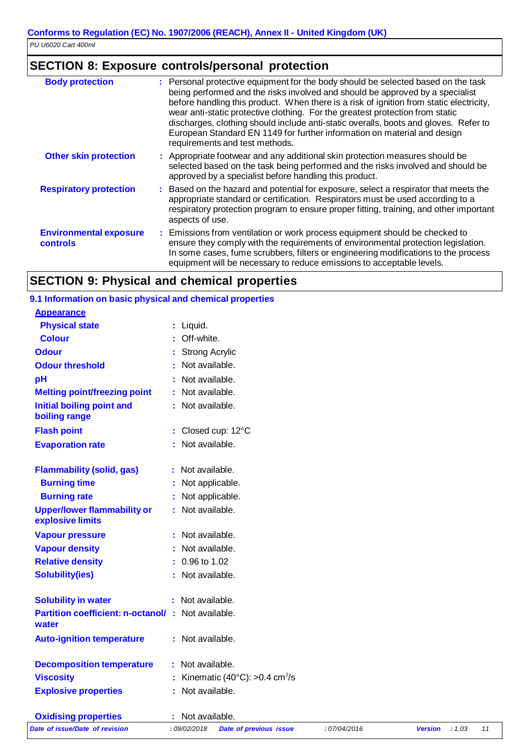## SECTION 8: Exposure controls/personal protection

| | |
|---|---|
| **Body protection** | : Personal protective equipment for the body should be selected based on the task being performed and the risks involved and should be approved by a specialist before handling this product. When there is a risk of ignition from static electricity, wear anti-static protective clothing. For the greatest protection from static discharges, clothing should include anti-static overalls, boots and gloves. Refer to European Standard EN 1149 for further information on material and design requirements and test methods. |
| **Other skin protection** | : Appropriate footwear and any additional skin protection measures should be selected based on the task being performed and the risks involved and should be approved by a specialist before handling this product. |
| **Respiratory protection** | : Based on the hazard and potential for exposure, select a respirator that meets the appropriate standard or certification. Respirators must be used according to a respiratory protection program to ensure proper fitting, training, and other important aspects of use. |
| **Environmental exposure controls** | : Emissions from ventilation or work process equipment should be checked to ensure they comply with the requirements of environmental protection legislation. In some cases, fume scrubbers, filters or engineering modifications to the process equipment will be necessary to reduce emissions to acceptable levels. |

## SECTION 9: Physical and chemical properties

### 9.1 Information on basic physical and chemical properties

**Appearance**

| | |
|---|---|
| **Physical state** | : Liquid. |
| **Colour** | : Off-white. |
| **Odour** | : Strong Acrylic |
| **Odour threshold** | : Not available. |
| **pH** | : Not available. |
| **Melting point/freezing point** | : Not available. |
| **Initial boiling point and boiling range** | : Not available. |
| **Flash point** | : Closed cup: 12°C |
| **Evaporation rate** | : Not available. |
| **Flammability (solid, gas)** | : Not available. |
| **Burning time** | : Not applicable. |
| **Burning rate** | : Not applicable. |
| **Upper/lower flammability or explosive limits** | : Not available. |
| **Vapour pressure** | : Not available. |
| **Vapour density** | : Not available. |
| **Relative density** | : 0.96 to 1.02 |
| **Solubility(ies)** | : Not available. |
| **Solubility in water** | : Not available. |
| **Partition coefficient: n-octanol/ water** | : Not available. |
| **Auto-ignition temperature** | : Not available. |
| **Decomposition temperature** | : Not available. |
| **Viscosity** | : Kinematic (40°C): >0.4 $cm^2/s$ |
| **Explosive properties** | : Not available. |
| **Oxidising properties** | : Not available. |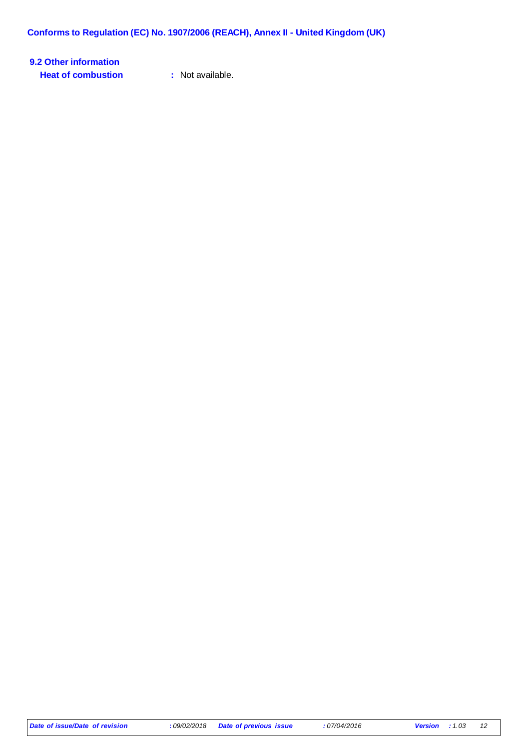### 9.2 Other information

**Heat of combustion** : Not available.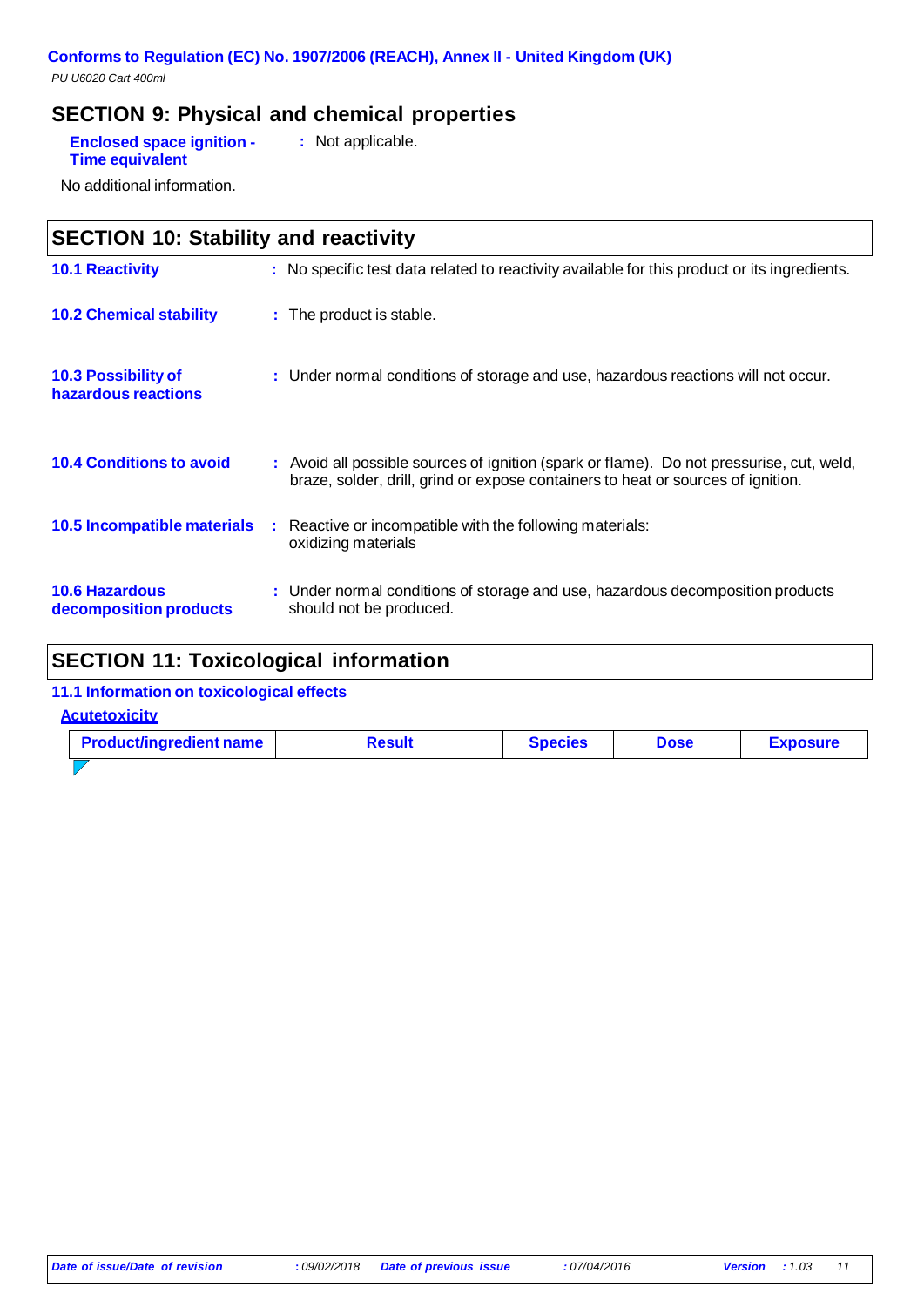## SECTION 9: Physical and chemical properties

**Enclosed space ignition - Time equivalent** : Not applicable.

No additional information.

## SECTION 10: Stability and reactivity

**10.1 Reactivity** : No specific test data related to reactivity available for this product or its ingredients.

**10.2 Chemical stability** : The product is stable.

**10.3 Possibility of hazardous reactions** : Under normal conditions of storage and use, hazardous reactions will not occur.

**10.4 Conditions to avoid** : Avoid all possible sources of ignition (spark or flame). Do not pressurise, cut, weld, braze, solder, drill, grind or expose containers to heat or sources of ignition.

**10.5 Incompatible materials** : Reactive or incompatible with the following materials: oxidizing materials

**10.6 Hazardous decomposition products** : Under normal conditions of storage and use, hazardous decomposition products should not be produced.

## SECTION 11: Toxicological information

### 11.1 Information on toxicological effects

**Acutetoxicity**

| Product/ingredient name | Result | Species | Dose | Exposure |
|---|---|---|---|---|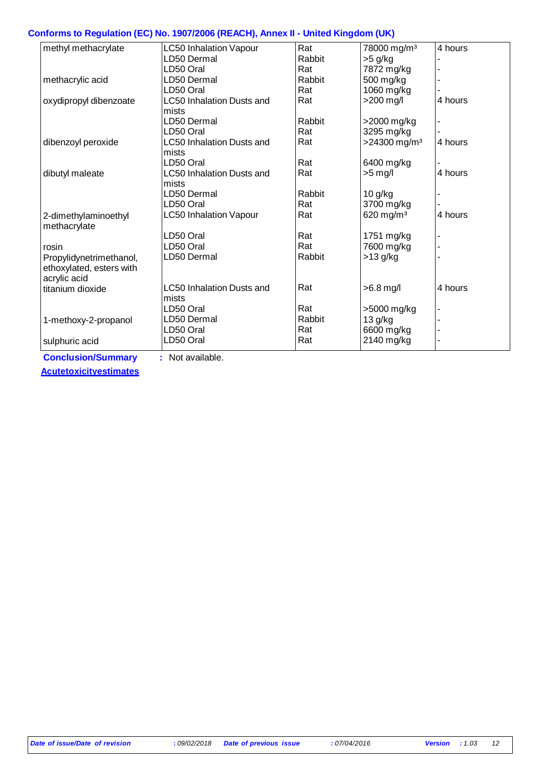| | | | | |
|---|---|---|---|---|
| methyl methacrylate | LC50 Inhalation Vapour | Rat | 78000 mg/m³ | 4 hours |
| | LD50 Dermal | Rabbit | >5 g/kg | - |
| | LD50 Oral | Rat | 7872 mg/kg | - |
| methacrylic acid | LD50 Dermal | Rabbit | 500 mg/kg | - |
| | LD50 Oral | Rat | 1060 mg/kg | - |
| oxydipropyl dibenzoate | LC50 Inhalation Dusts and mists | Rat | >200 mg/l | 4 hours |
| | LD50 Dermal | Rabbit | >2000 mg/kg | - |
| | LD50 Oral | Rat | 3295 mg/kg | - |
| dibenzoyl peroxide | LC50 Inhalation Dusts and mists | Rat | >24300 mg/m³ | 4 hours |
| | LD50 Oral | Rat | 6400 mg/kg | - |
| dibutyl maleate | LC50 Inhalation Dusts and mists | Rat | >5 mg/l | 4 hours |
| | LD50 Dermal | Rabbit | 10 g/kg | - |
| | LD50 Oral | Rat | 3700 mg/kg | - |
| 2-dimethylaminoethyl methacrylate | LC50 Inhalation Vapour | Rat | 620 mg/m³ | 4 hours |
| | LD50 Oral | Rat | 1751 mg/kg | - |
| rosin | LD50 Oral | Rat | 7600 mg/kg | - |
| Propylidynetrimethanol, ethoxylated, esters with acrylic acid | LD50 Dermal | Rabbit | >13 g/kg | - |
| titanium dioxide | LC50 Inhalation Dusts and mists | Rat | >6.8 mg/l | 4 hours |
| | LD50 Oral | Rat | >5000 mg/kg | - |
| 1-methoxy-2-propanol | LD50 Dermal | Rabbit | 13 g/kg | - |
| | LD50 Oral | Rat | 6600 mg/kg | - |
| sulphuric acid | LD50 Oral | Rat | 2140 mg/kg | - |

**Conclusion/Summary** : Not available.

**Acutetoxicityestimates**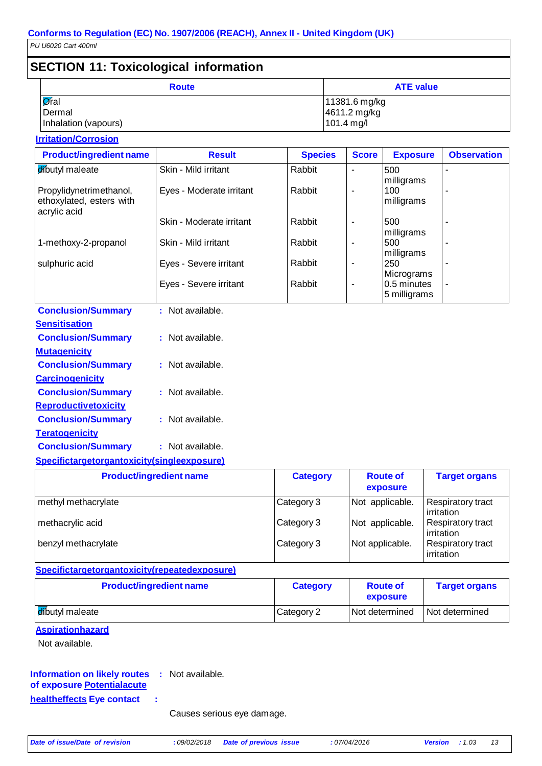## SECTION 11: Toxicological information

| Route | ATE value |
|---|---|
| Oral | 11381.6 mg/kg |
| Dermal | 4611.2 mg/kg |
| Inhalation (vapours) | 101.4 mg/l |

**Irritation/Corrosion**

| Product/ingredient name | Result | Species | Score | Exposure | Observation |
|---|---|---|---|---|---|
| dibutyl maleate | Skin - Mild irritant | Rabbit | - | 500 milligrams | - |
| Propylidynetrimethanol, ethoxylated, esters with acrylic acid | Eyes - Moderate irritant | Rabbit | - | 100 milligrams | - |
| | Skin - Moderate irritant | Rabbit | - | 500 milligrams | - |
| 1-methoxy-2-propanol | Skin - Mild irritant | Rabbit | - | 500 milligrams | - |
| sulphuric acid | Eyes - Severe irritant | Rabbit | - | 250 Micrograms | - |
| | Eyes - Severe irritant | Rabbit | - | 0.5 minutes 5 milligrams | - |

**Conclusion/Summary** : Not available.

**Sensitisation**

**Conclusion/Summary** : Not available.

**Mutagenicity**

**Conclusion/Summary** : Not available.

**Carcinogenicity**

**Conclusion/Summary** : Not available.

**Reproductivetoxicity**

**Conclusion/Summary** : Not available.

**Teratogenicity**

**Conclusion/Summary** : Not available.

**Specifictargetorgantoxicity(singleexposure)**

| Product/ingredient name | Category | Route of exposure | Target organs |
|---|---|---|---|
| methyl methacrylate | Category 3 | Not applicable. | Respiratory tract irritation |
| methacrylic acid | Category 3 | Not applicable. | Respiratory tract irritation |
| benzyl methacrylate | Category 3 | Not applicable. | Respiratory tract irritation |

**Specifictargetorgantoxicity(repeatedexposure)**

| Product/ingredient name | Category | Route of exposure | Target organs |
|---|---|---|---|
| dibutyl maleate | Category 2 | Not determined | Not determined |

**Aspirationhazard**

Not available.

**Information on likely routes of exposure** : Not available.

**Potentialacute healtheffects**

**Eye contact** : Causes serious eye damage.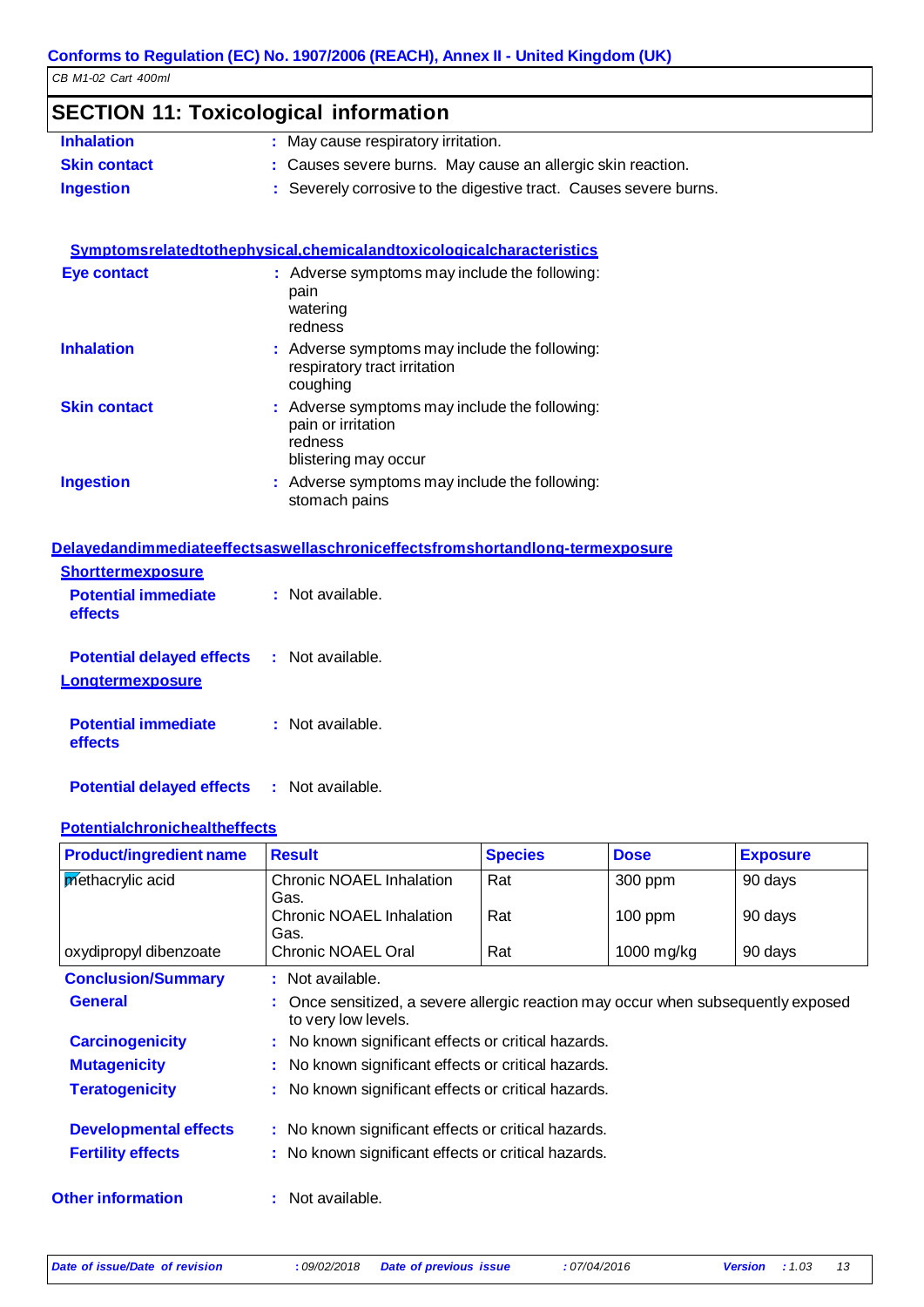Conforms to Regulation (EC) No. 1907/2006 (REACH), Annex II - United Kingdom (UK)

CB M1-02 Cart 400ml

## SECTION 11: Toxicological information

**Inhalation** : May cause respiratory irritation.

**Skin contact** : Causes severe burns. May cause an allergic skin reaction.

**Ingestion** : Severely corrosive to the digestive tract. Causes severe burns.

**Symptomsrelatedtothephysical,chemicalandtoxicologicalcharacteristics**

**Eye contact** : Adverse symptoms may include the following:
pain
watering
redness

**Inhalation** : Adverse symptoms may include the following:
respiratory tract irritation
coughing

**Skin contact** : Adverse symptoms may include the following:
pain or irritation
redness
blistering may occur

**Ingestion** : Adverse symptoms may include the following:
stomach pains

**Delayedandimmediateeffectsaswellaschroniceffectsfromshortandlong-termexposure**

**Shorttermexposure**

**Potential immediate effects** : Not available.

**Potential delayed effects** : Not available.

**Longtermexposure**

**Potential immediate effects** : Not available.

**Potential delayed effects** : Not available.

**Potentialchronichealtheffects**

| Product/ingredient name | Result | Species | Dose | Exposure |
|---|---|---|---|---|
| methacrylic acid | Chronic NOAEL Inhalation Gas. | Rat | 300 ppm | 90 days |
| | Chronic NOAEL Inhalation Gas. | Rat | 100 ppm | 90 days |
| oxydipropyl dibenzoate | Chronic NOAEL Oral | Rat | 1000 mg/kg | 90 days |

**Conclusion/Summary** : Not available.

**General** : Once sensitized, a severe allergic reaction may occur when subsequently exposed to very low levels.

**Carcinogenicity** : No known significant effects or critical hazards.

**Mutagenicity** : No known significant effects or critical hazards.

**Teratogenicity** : No known significant effects or critical hazards.

**Developmental effects** : No known significant effects or critical hazards.

**Fertility effects** : No known significant effects or critical hazards.

**Other information** : Not available.

*Date of issue/Date of revision* : 09/02/2018 *Date of previous issue* : 07/04/2016 *Version* : 1.03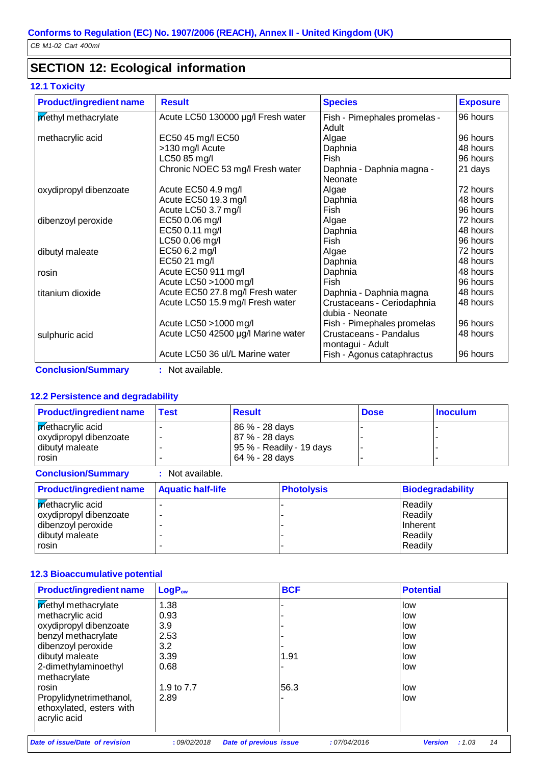Conforms to Regulation (EC) No. 1907/2006 (REACH), Annex II - United Kingdom (UK)

*CB M1-02 Cart 400ml*

## SECTION 12: Ecological information

### 12.1 Toxicity

| Product/ingredient name | Result | Species | Exposure |
|---|---|---|---|
| methyl methacrylate | Acute LC50 130000 µg/l Fresh water | Fish - Pimephales promelas - Adult | 96 hours |
| methacrylic acid | EC50 45 mg/l EC50 | Algae | 96 hours |
| | >130 mg/l Acute | Daphnia | 48 hours |
| | LC50 85 mg/l | Fish | 96 hours |
| | Chronic NOEC 53 mg/l Fresh water | Daphnia - Daphnia magna - Neonate | 21 days |
| oxydipropyl dibenzoate | Acute EC50 4.9 mg/l | Algae | 72 hours |
| | Acute EC50 19.3 mg/l | Daphnia | 48 hours |
| | Acute LC50 3.7 mg/l | Fish | 96 hours |
| dibenzoyl peroxide | EC50 0.06 mg/l | Algae | 72 hours |
| | EC50 0.11 mg/l | Daphnia | 48 hours |
| | LC50 0.06 mg/l | Fish | 96 hours |
| dibutyl maleate | EC50 6.2 mg/l | Algae | 72 hours |
| | EC50 21 mg/l | Daphnia | 48 hours |
| rosin | Acute EC50 911 mg/l | Daphnia | 48 hours |
| | Acute LC50 >1000 mg/l | Fish | 96 hours |
| titanium dioxide | Acute EC50 27.8 mg/l Fresh water | Daphnia - Daphnia magna | 48 hours |
| | Acute LC50 15.9 mg/l Fresh water | Crustaceans - Ceriodaphnia dubia - Neonate | 48 hours |
| | Acute LC50 >1000 mg/l | Fish - Pimephales promelas | 96 hours |
| sulphuric acid | Acute LC50 42500 µg/l Marine water | Crustaceans - Pandalus montagui - Adult | 48 hours |
| | Acute LC50 36 ul/L Marine water | Fish - Agonus cataphractus | 96 hours |

**Conclusion/Summary** : Not available.

### 12.2 Persistence and degradability

| Product/ingredient name | Test | Result | Dose | Inoculum |
|---|---|---|---|---|
| methacrylic acid | - | 86 % - 28 days | - | - |
| oxydipropyl dibenzoate | - | 87 % - 28 days | - | - |
| dibutyl maleate | - | 95 % - Readily - 19 days | - | - |
| rosin | - | 64 % - 28 days | - | - |

**Conclusion/Summary** : Not available.

| Product/ingredient name | Aquatic half-life | Photolysis | Biodegradability |
|---|---|---|---|
| methacrylic acid | - | - | Readily |
| oxydipropyl dibenzoate | - | - | Readily |
| dibenzoyl peroxide | - | - | Inherent |
| dibutyl maleate | - | - | Readily |
| rosin | - | - | Readily |

### 12.3 Bioaccumulative potential

| Product/ingredient name | $LogP_{ow}$ | BCF | Potential |
|---|---|---|---|
| methyl methacrylate | 1.38 | - | low |
| methacrylic acid | 0.93 | - | low |
| oxydipropyl dibenzoate | 3.9 | - | low |
| benzyl methacrylate | 2.53 | - | low |
| dibenzoyl peroxide | 3.2 | - | low |
| dibutyl maleate | 3.39 | 1.91 | low |
| 2-dimethylaminoethyl methacrylate | 0.68 | - | low |
| rosin | 1.9 to 7.7 | 56.3 | low |
| Propylidynetrimethanol, ethoxylated, esters with acrylic acid | 2.89 | - | low |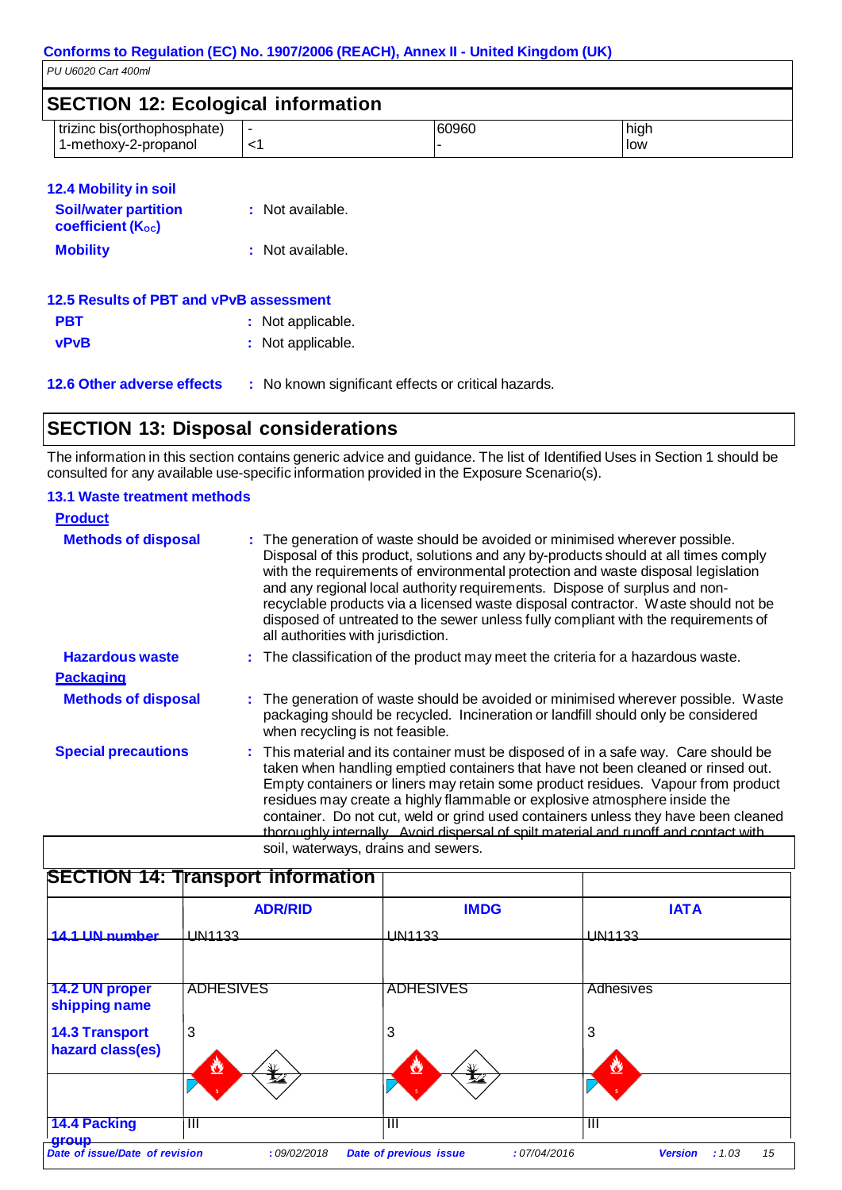Conforms to Regulation (EC) No. 1907/2006 (REACH), Annex II - United Kingdom (UK)

PU U6020 Cart 400ml

## SECTION 12: Ecological information

| | | | |
|---|---|---|---|
| trizinc bis(orthophosphate) | - | 60960 | high |
| 1-methoxy-2-propanol | <1 | - | low |

### 12.4 Mobility in soil

**Soil/water partition coefficient ($K_{OC}$)** : Not available.

**Mobility** : Not available.

### 12.5 Results of PBT and vPvB assessment

**PBT** : Not applicable.

**vPvB** : Not applicable.

### 12.6 Other adverse effects : No known significant effects or critical hazards.

## SECTION 13: Disposal considerations

The information in this section contains generic advice and guidance. The list of Identified Uses in Section 1 should be consulted for any available use-specific information provided in the Exposure Scenario(s).

### 13.1 Waste treatment methods

**Product**

**Methods of disposal** : The generation of waste should be avoided or minimised wherever possible. Disposal of this product, solutions and any by-products should at all times comply with the requirements of environmental protection and waste disposal legislation and any regional local authority requirements. Dispose of surplus and non-recyclable products via a licensed waste disposal contractor. Waste should not be disposed of untreated to the sewer unless fully compliant with the requirements of all authorities with jurisdiction.

**Hazardous waste** : The classification of the product may meet the criteria for a hazardous waste.

**Packaging**

**Methods of disposal** : The generation of waste should be avoided or minimised wherever possible. Waste packaging should be recycled. Incineration or landfill should only be considered when recycling is not feasible.

**Special precautions** : This material and its container must be disposed of in a safe way. Care should be taken when handling emptied containers that have not been cleaned or rinsed out. Empty containers or liners may retain some product residues. Vapour from product residues may create a highly flammable or explosive atmosphere inside the container. Do not cut, weld or grind used containers unless they have been cleaned thoroughly internally. Avoid dispersal of spilt material and runoff and contact with soil, waterways, drains and sewers.

## SECTION 14: Transport information

| | ADR/RID | IMDG | IATA |
|---|---|---|---|
| 14.1 UN number | UN1133 | UN1133 | UN1133 |
| 14.2 UN proper shipping name | ADHESIVES | ADHESIVES | Adhesives |
| 14.3 Transport hazard class(es) | 3 | 3 | 3 |
| 14.4 Packing group | III | III | III |

Date of issue/Date of revision : 09/02/2018 Date of previous issue : 07/04/2016 Version : 1.03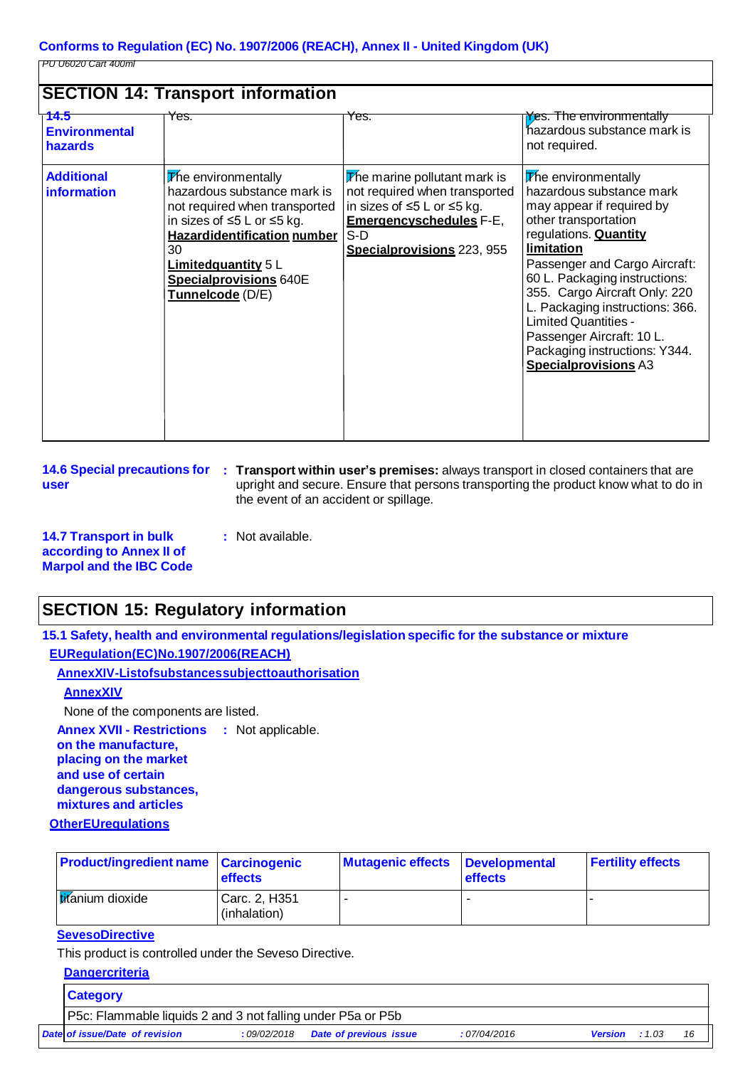PU U6020 Cart 400ml

## SECTION 14: Transport information

| | | | |
|---|---|---|---|
| **14.5 Environmental hazards** | Yes. | Yes. | Yes. The environmentally hazardous substance mark is not required. |
| **Additional information** | The environmentally hazardous substance mark is not required when transported in sizes of ≤5 L or ≤5 kg. **Hazardidentification number** 30 **Limitedquantity** 5 L **Specialprovisions** 640E **Tunnelcode** (D/E) | The marine pollutant mark is not required when transported in sizes of ≤5 L or ≤5 kg. **Emergencyschedules** F-E, S-D **Specialprovisions** 223, 955 | The environmentally hazardous substance mark may appear if required by other transportation regulations. **Quantity limitation** Passenger and Cargo Aircraft: 60 L. Packaging instructions: 355. Cargo Aircraft Only: 220 L. Packaging instructions: 366. Limited Quantities - Passenger Aircraft: 10 L. Packaging instructions: Y344. **Specialprovisions** A3 |

**14.6 Special precautions for user** : **Transport within user's premises:** always transport in closed containers that are upright and secure. Ensure that persons transporting the product know what to do in the event of an accident or spillage.

**14.7 Transport in bulk according to Annex II of Marpol and the IBC Code** : Not available.

## SECTION 15: Regulatory information

### 15.1 Safety, health and environmental regulations/legislation specific for the substance or mixture

**EURegulation(EC)No.1907/2006(REACH)**

**AnnexXIV-Listofsubstancessubjecttoauthorisation**

**AnnexXIV**

None of the components are listed.

**Annex XVII - Restrictions on the manufacture, placing on the market and use of certain dangerous substances, mixtures and articles** : Not applicable.

**OtherEURegulations**

| Product/ingredient name | Carcinogenic effects | Mutagenic effects | Developmental effects | Fertility effects |
|---|---|---|---|---|
| titanium dioxide | Carc. 2, H351 (inhalation) | - | - | - |

**SevesoDirective**

This product is controlled under the Seveso Directive.

**Dangercriteria**

| Category |
|---|
| P5c: Flammable liquids 2 and 3 not falling under P5a or P5b |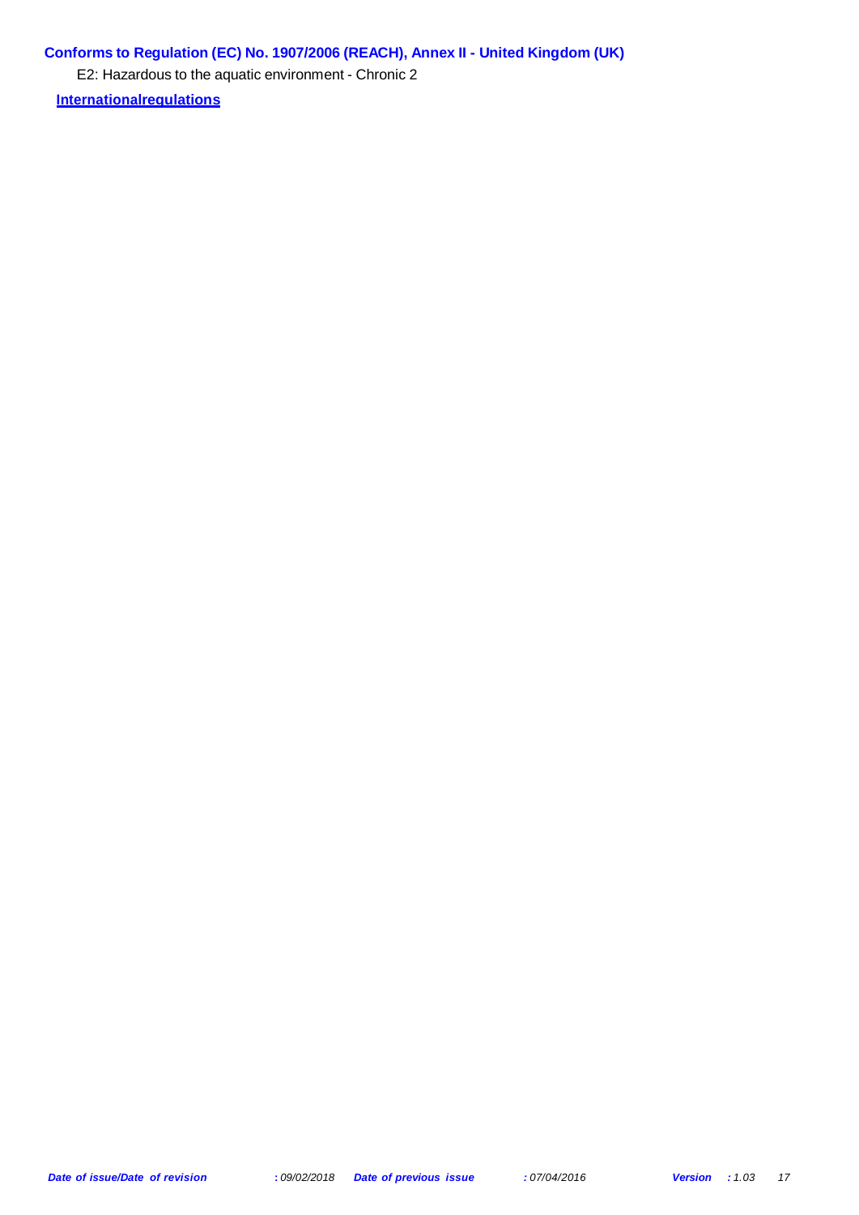**Conforms to Regulation (EC) No. 1907/2006 (REACH), Annex II - United Kingdom (UK)**

E2: Hazardous to the aquatic environment - Chronic 2

**Internationalregulations**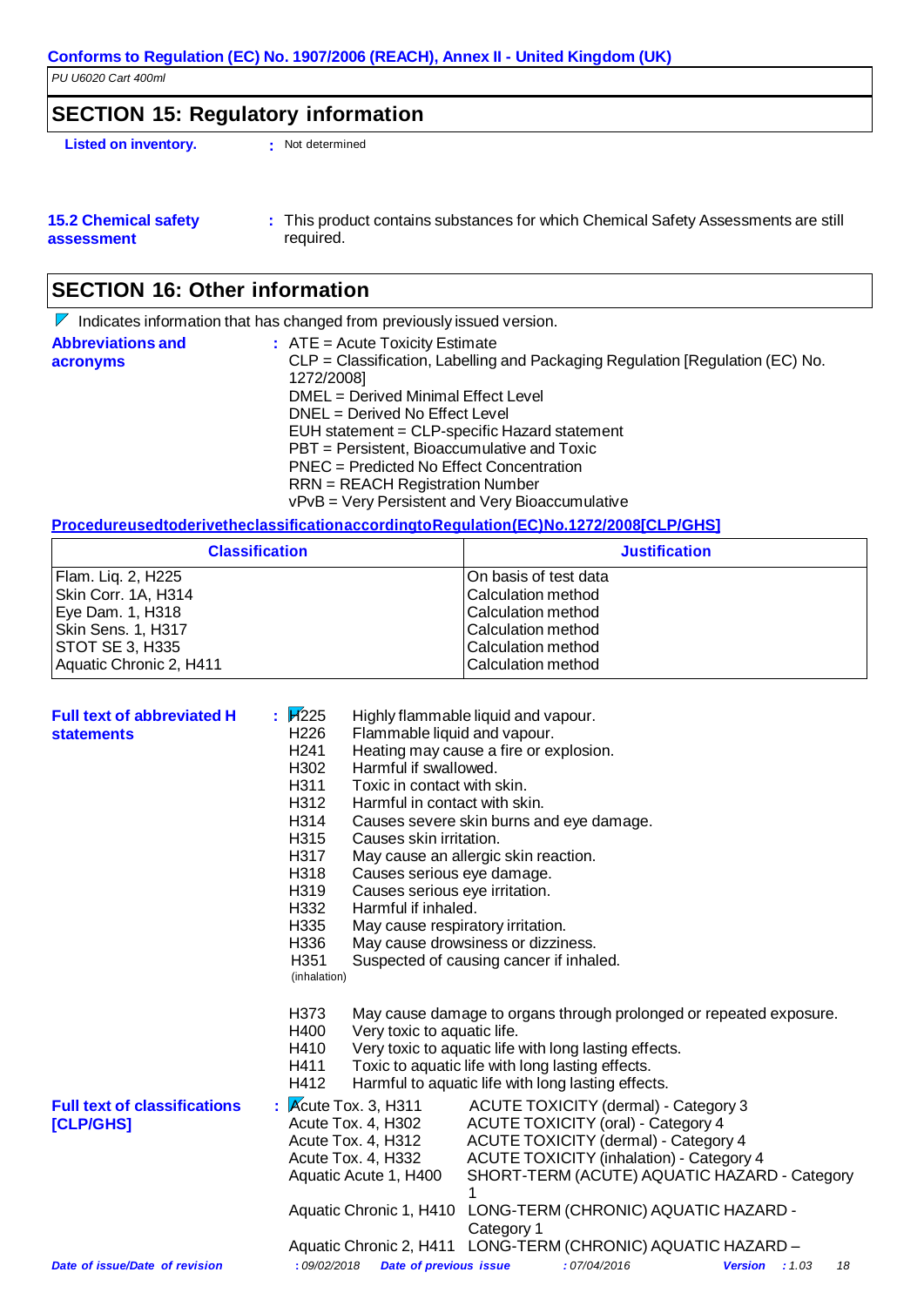## SECTION 15: Regulatory information

**Listed on inventory.** : Not determined

**15.2 Chemical safety assessment** : This product contains substances for which Chemical Safety Assessments are still required.

## SECTION 16: Other information

Indicates information that has changed from previously issued version.

**Abbreviations and acronyms** :
ATE = Acute Toxicity Estimate
CLP = Classification, Labelling and Packaging Regulation [Regulation (EC) No. 1272/2008]
DMEL = Derived Minimal Effect Level
DNEL = Derived No Effect Level
EUH statement = CLP-specific Hazard statement
PBT = Persistent, Bioaccumulative and Toxic
PNEC = Predicted No Effect Concentration
RRN = REACH Registration Number
vPvB = Very Persistent and Very Bioaccumulative

**ProcedureusedtoderivetheclassificationaccordingtoRegulation(EC)No.1272/2008[CLP/GHS]**

| Classification | Justification |
|---|---|
| Flam. Liq. 2, H225 | On basis of test data |
| Skin Corr. 1A, H314 | Calculation method |
| Eye Dam. 1, H318 | Calculation method |
| Skin Sens. 1, H317 | Calculation method |
| STOT SE 3, H335 | Calculation method |
| Aquatic Chronic 2, H411 | Calculation method |

**Full text of abbreviated H statements** :

| | |
|---|---|
| H225 | Highly flammable liquid and vapour. |
| H226 | Flammable liquid and vapour. |
| H241 | Heating may cause a fire or explosion. |
| H302 | Harmful if swallowed. |
| H311 | Toxic in contact with skin. |
| H312 | Harmful in contact with skin. |
| H314 | Causes severe skin burns and eye damage. |
| H315 | Causes skin irritation. |
| H317 | May cause an allergic skin reaction. |
| H318 | Causes serious eye damage. |
| H319 | Causes serious eye irritation. |
| H332 | Harmful if inhaled. |
| H335 | May cause respiratory irritation. |
| H336 | May cause drowsiness or dizziness. |
| H351 (inhalation) | Suspected of causing cancer if inhaled. |
| H373 | May cause damage to organs through prolonged or repeated exposure. |
| H400 | Very toxic to aquatic life. |
| H410 | Very toxic to aquatic life with long lasting effects. |
| H411 | Toxic to aquatic life with long lasting effects. |
| H412 | Harmful to aquatic life with long lasting effects. |

**Full text of classifications [CLP/GHS]** :

| | |
|---|---|
| Acute Tox. 3, H311 | ACUTE TOXICITY (dermal) - Category 3 |
| Acute Tox. 4, H302 | ACUTE TOXICITY (oral) - Category 4 |
| Acute Tox. 4, H312 | ACUTE TOXICITY (dermal) - Category 4 |
| Acute Tox. 4, H332 | ACUTE TOXICITY (inhalation) - Category 4 |
| Aquatic Acute 1, H400 | SHORT-TERM (ACUTE) AQUATIC HAZARD - Category 1 |
| Aquatic Chronic 1, H410 | LONG-TERM (CHRONIC) AQUATIC HAZARD - Category 1 |
| Aquatic Chronic 2, H411 | LONG-TERM (CHRONIC) AQUATIC HAZARD – |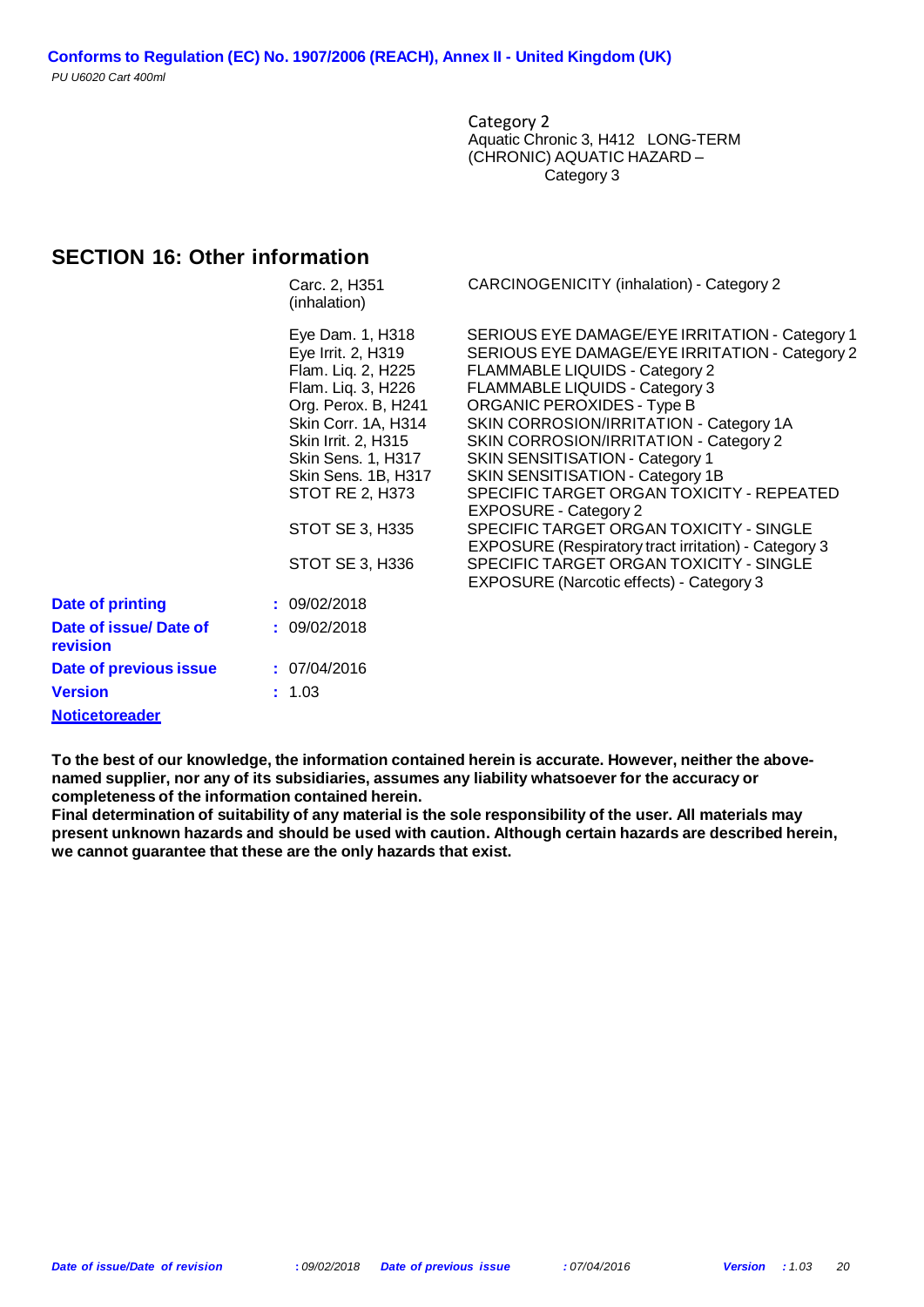| | |
|---|---|
| | Category 2 |
| Aquatic Chronic 3, H412 | LONG-TERM (CHRONIC) AQUATIC HAZARD – Category 3 |

## SECTION 16: Other information

| | |
|---|---|
| Carc. 2, H351 (inhalation) | CARCINOGENICITY (inhalation) - Category 2 |
| Eye Dam. 1, H318 | SERIOUS EYE DAMAGE/EYE IRRITATION - Category 1 |
| Eye Irrit. 2, H319 | SERIOUS EYE DAMAGE/EYE IRRITATION - Category 2 |
| Flam. Liq. 2, H225 | FLAMMABLE LIQUIDS - Category 2 |
| Flam. Liq. 3, H226 | FLAMMABLE LIQUIDS - Category 3 |
| Org. Perox. B, H241 | ORGANIC PEROXIDES - Type B |
| Skin Corr. 1A, H314 | SKIN CORROSION/IRRITATION - Category 1A |
| Skin Irrit. 2, H315 | SKIN CORROSION/IRRITATION - Category 2 |
| Skin Sens. 1, H317 | SKIN SENSITISATION - Category 1 |
| Skin Sens. 1B, H317 | SKIN SENSITISATION - Category 1B |
| STOT RE 2, H373 | SPECIFIC TARGET ORGAN TOXICITY - REPEATED EXPOSURE - Category 2 |
| STOT SE 3, H335 | SPECIFIC TARGET ORGAN TOXICITY - SINGLE EXPOSURE (Respiratory tract irritation) - Category 3 |
| STOT SE 3, H336 | SPECIFIC TARGET ORGAN TOXICITY - SINGLE EXPOSURE (Narcotic effects) - Category 3 |

**Date of printing** : 09/02/2018

**Date of issue/ Date of revision** : 09/02/2018

**Date of previous issue** : 07/04/2016

**Version** : 1.03

**Noticetoreader**

**To the best of our knowledge, the information contained herein is accurate. However, neither the above-named supplier, nor any of its subsidiaries, assumes any liability whatsoever for the accuracy or completeness of the information contained herein.**
**Final determination of suitability of any material is the sole responsibility of the user. All materials may present unknown hazards and should be used with caution. Although certain hazards are described herein, we cannot guarantee that these are the only hazards that exist.**